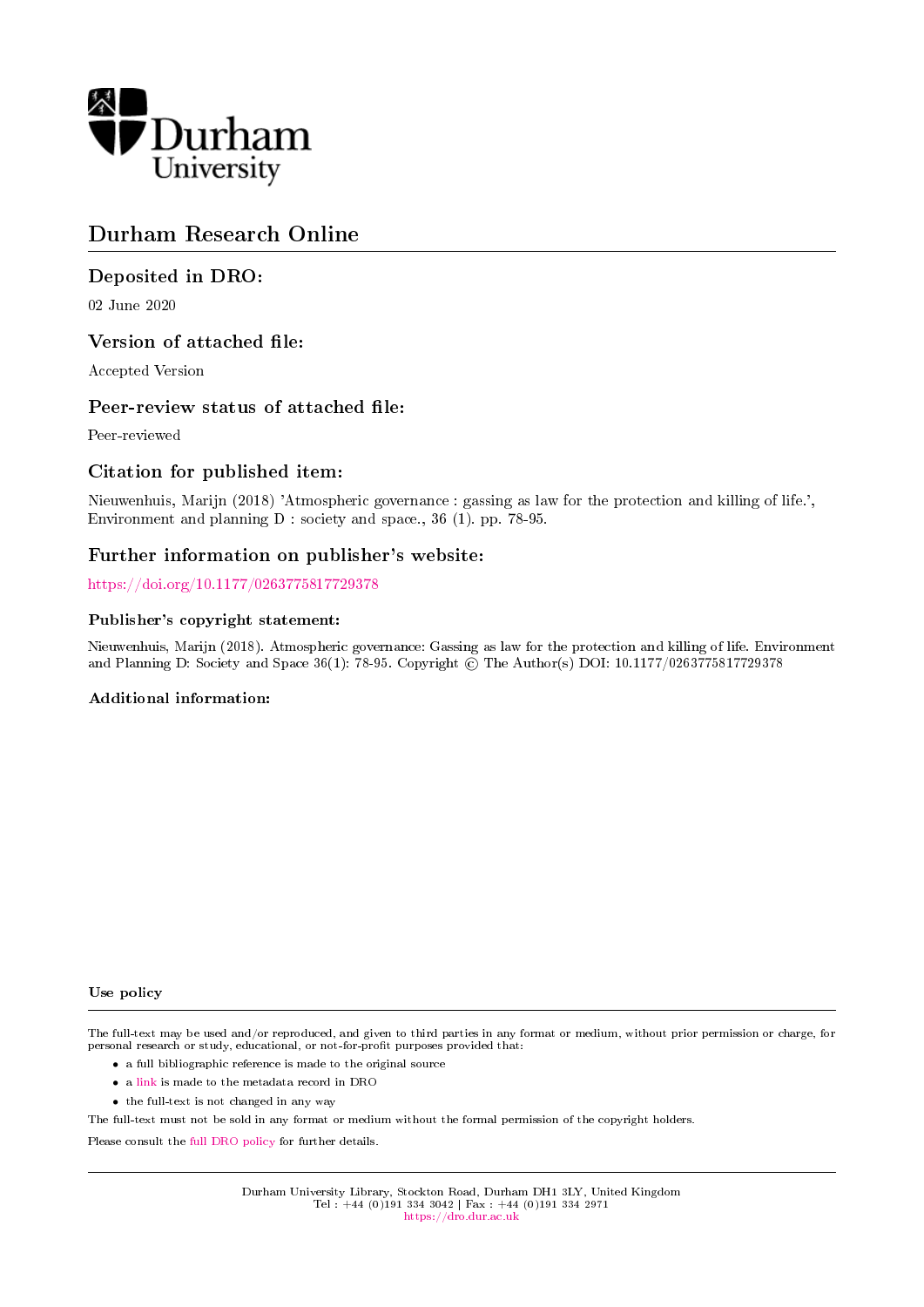Durham University

# Durham Research Online

## Deposited in DRO:

02 June 2020

## Version of attached file:

Accepted Version

## Peer-review status of attached file:

Peer-reviewed

## Citation for published item:

Nieuwenhuis, Marijn (2018) 'Atmospheric governance : gassing as law for the protection and killing of life.', Environment and planning D : society and space., 36 (1). pp. 78-95.

## Further information on publisher's website:

https://doi.org/10.1177/0263775817729378

### Publisher's copyright statement:

Nieuwenhuis, Marijn (2018). Atmospheric governance: Gassing as law for the protection and killing of life. Environment and Planning D: Society and Space 36(1): 78-95. Copyright © The Author(s) DOI: 10.1177/0263775817729378

### Additional information:

### Use policy

The full-text may be used and/or reproduced, and given to third parties in any format or medium, without prior permission or charge, for personal research or study, educational, or not-for-profit purposes provided that:

- a full bibliographic reference is made to the original source
- a link is made to the metadata record in DRO
- the full-text is not changed in any way

The full-text must not be sold in any format or medium without the formal permission of the copyright holders.

Please consult the full DRO policy for further details.

Durham University Library, Stockton Road, Durham DH1 3LY, United Kingdom
Tel : +44 (0)191 334 3042 | Fax : +44 (0)191 334 2971
https://dro.dur.ac.uk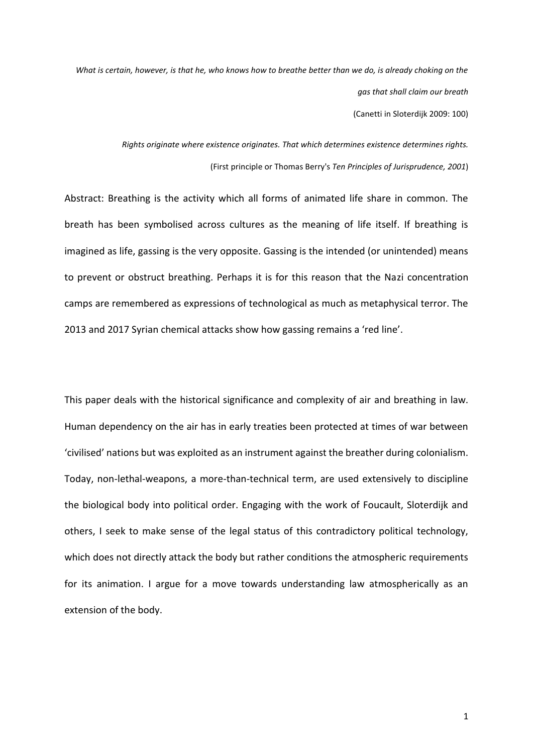*What is certain, however, is that he, who knows how to breathe better than we do, is already choking on the gas that shall claim our breath*

(Canetti in Sloterdijk 2009: 100)

*Rights originate where existence originates. That which determines existence determines rights.*

(First principle or Thomas Berry's *Ten Principles of Jurisprudence, 2001*)

Abstract: Breathing is the activity which all forms of animated life share in common. The breath has been symbolised across cultures as the meaning of life itself. If breathing is imagined as life, gassing is the very opposite. Gassing is the intended (or unintended) means to prevent or obstruct breathing. Perhaps it is for this reason that the Nazi concentration camps are remembered as expressions of technological as much as metaphysical terror. The 2013 and 2017 Syrian chemical attacks show how gassing remains a 'red line'.

This paper deals with the historical significance and complexity of air and breathing in law. Human dependency on the air has in early treaties been protected at times of war between 'civilised' nations but was exploited as an instrument against the breather during colonialism. Today, non-lethal-weapons, a more-than-technical term, are used extensively to discipline the biological body into political order. Engaging with the work of Foucault, Sloterdijk and others, I seek to make sense of the legal status of this contradictory political technology, which does not directly attack the body but rather conditions the atmospheric requirements for its animation. I argue for a move towards understanding law atmospherically as an extension of the body.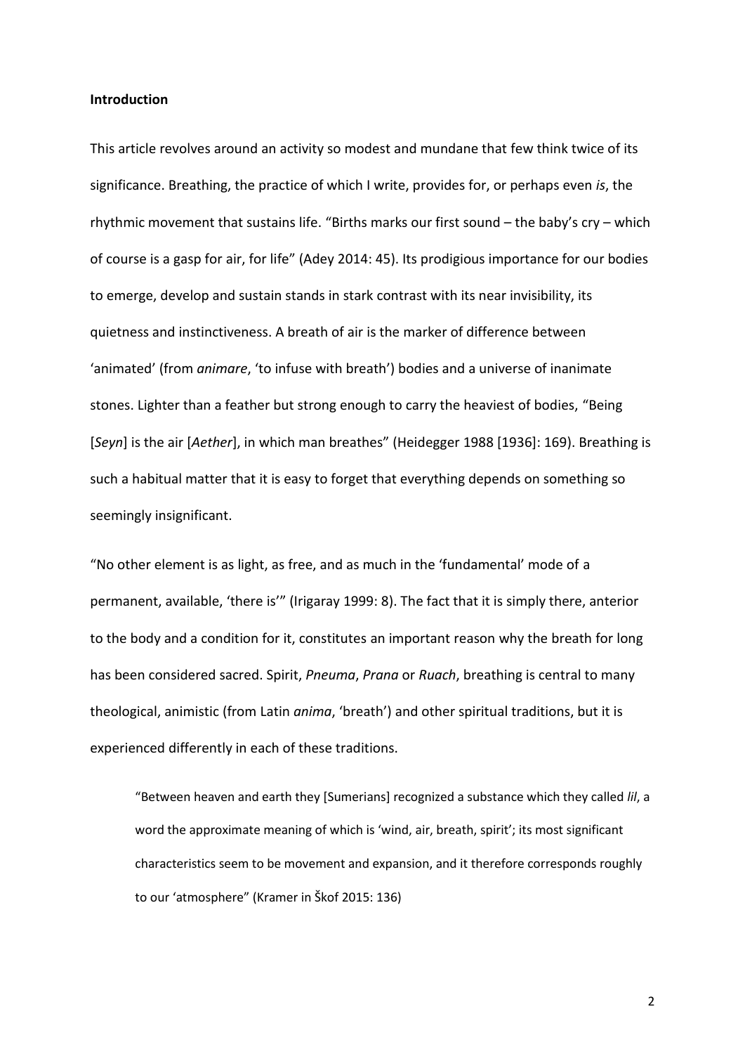**Introduction**

This article revolves around an activity so modest and mundane that few think twice of its significance. Breathing, the practice of which I write, provides for, or perhaps even *is*, the rhythmic movement that sustains life. "Births marks our first sound – the baby's cry – which of course is a gasp for air, for life" (Adey 2014: 45). Its prodigious importance for our bodies to emerge, develop and sustain stands in stark contrast with its near invisibility, its quietness and instinctiveness. A breath of air is the marker of difference between 'animated' (from *animare*, 'to infuse with breath') bodies and a universe of inanimate stones. Lighter than a feather but strong enough to carry the heaviest of bodies, "Being [*Seyn*] is the air [*Aether*], in which man breathes" (Heidegger 1988 [1936]: 169). Breathing is such a habitual matter that it is easy to forget that everything depends on something so seemingly insignificant.

"No other element is as light, as free, and as much in the 'fundamental' mode of a permanent, available, 'there is'" (Irigaray 1999: 8). The fact that it is simply there, anterior to the body and a condition for it, constitutes an important reason why the breath for long has been considered sacred. Spirit, *Pneuma*, *Prana* or *Ruach*, breathing is central to many theological, animistic (from Latin *anima*, 'breath') and other spiritual traditions, but it is experienced differently in each of these traditions.

> "Between heaven and earth they [Sumerians] recognized a substance which they called *lil*, a word the approximate meaning of which is 'wind, air, breath, spirit'; its most significant characteristics seem to be movement and expansion, and it therefore corresponds roughly to our 'atmosphere" (Kramer in Škof 2015: 136)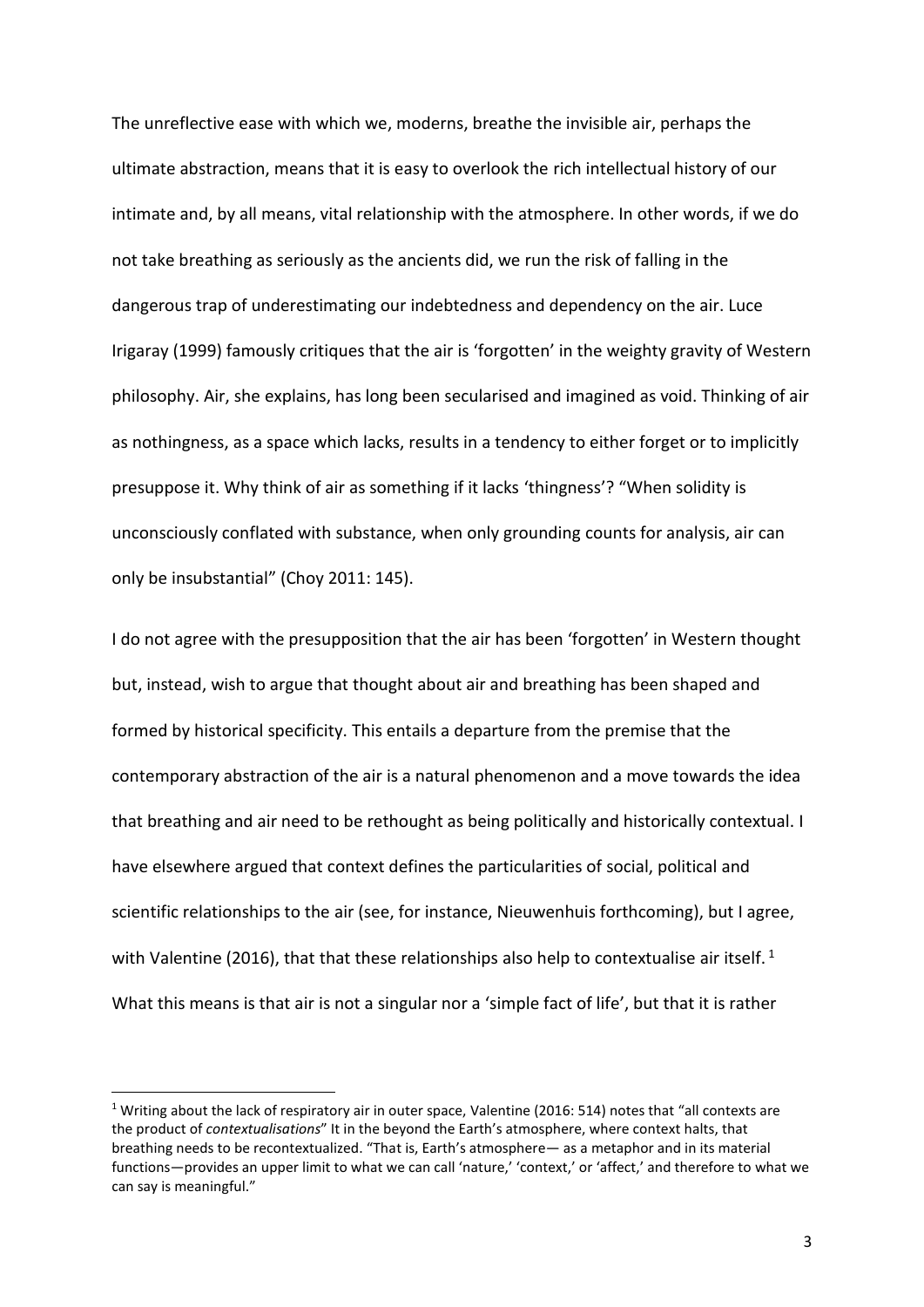The unreflective ease with which we, moderns, breathe the invisible air, perhaps the ultimate abstraction, means that it is easy to overlook the rich intellectual history of our intimate and, by all means, vital relationship with the atmosphere. In other words, if we do not take breathing as seriously as the ancients did, we run the risk of falling in the dangerous trap of underestimating our indebtedness and dependency on the air. Luce Irigaray (1999) famously critiques that the air is 'forgotten' in the weighty gravity of Western philosophy. Air, she explains, has long been secularised and imagined as void. Thinking of air as nothingness, as a space which lacks, results in a tendency to either forget or to implicitly presuppose it. Why think of air as something if it lacks 'thingness'? "When solidity is unconsciously conflated with substance, when only grounding counts for analysis, air can only be insubstantial" (Choy 2011: 145).

I do not agree with the presupposition that the air has been 'forgotten' in Western thought but, instead, wish to argue that thought about air and breathing has been shaped and formed by historical specificity. This entails a departure from the premise that the contemporary abstraction of the air is a natural phenomenon and a move towards the idea that breathing and air need to be rethought as being politically and historically contextual. I have elsewhere argued that context defines the particularities of social, political and scientific relationships to the air (see, for instance, Nieuwenhuis forthcoming), but I agree, with Valentine (2016), that that these relationships also help to contextualise air itself. [1] What this means is that air is not a singular nor a 'simple fact of life', but that it is rather

[1] Writing about the lack of respiratory air in outer space, Valentine (2016: 514) notes that "all contexts are the product of *contextualisations*" It in the beyond the Earth's atmosphere, where context halts, that breathing needs to be recontextualized. "That is, Earth's atmosphere— as a metaphor and in its material functions—provides an upper limit to what we can call 'nature,' 'context,' or 'affect,' and therefore to what we can say is meaningful."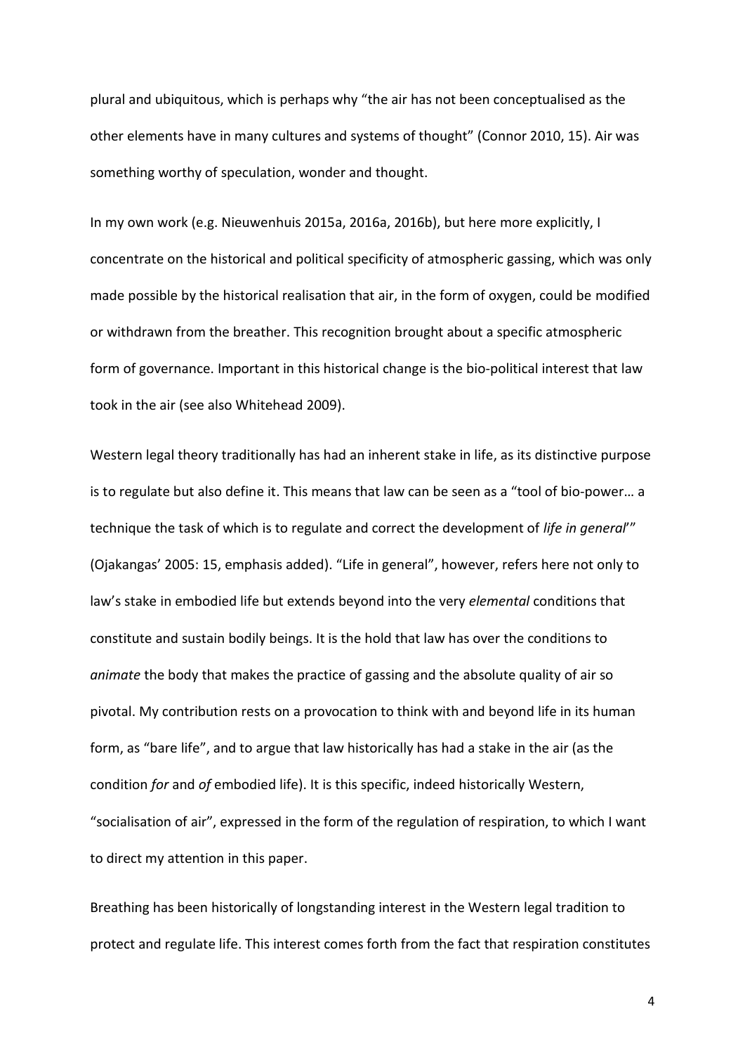plural and ubiquitous, which is perhaps why “the air has not been conceptualised as the other elements have in many cultures and systems of thought” (Connor 2010, 15). Air was something worthy of speculation, wonder and thought.

In my own work (e.g. Nieuwenhuis 2015a, 2016a, 2016b), but here more explicitly, I concentrate on the historical and political specificity of atmospheric gassing, which was only made possible by the historical realisation that air, in the form of oxygen, could be modified or withdrawn from the breather. This recognition brought about a specific atmospheric form of governance. Important in this historical change is the bio-political interest that law took in the air (see also Whitehead 2009).

Western legal theory traditionally has had an inherent stake in life, as its distinctive purpose is to regulate but also define it. This means that law can be seen as a “tool of bio-power… a technique the task of which is to regulate and correct the development of *life in general*’” (Ojakangas’ 2005: 15, emphasis added). “Life in general”, however, refers here not only to law’s stake in embodied life but extends beyond into the very *elemental* conditions that constitute and sustain bodily beings. It is the hold that law has over the conditions to *animate* the body that makes the practice of gassing and the absolute quality of air so pivotal. My contribution rests on a provocation to think with and beyond life in its human form, as “bare life”, and to argue that law historically has had a stake in the air (as the condition *for* and *of* embodied life). It is this specific, indeed historically Western, “socialisation of air”, expressed in the form of the regulation of respiration, to which I want to direct my attention in this paper.

Breathing has been historically of longstanding interest in the Western legal tradition to protect and regulate life. This interest comes forth from the fact that respiration constitutes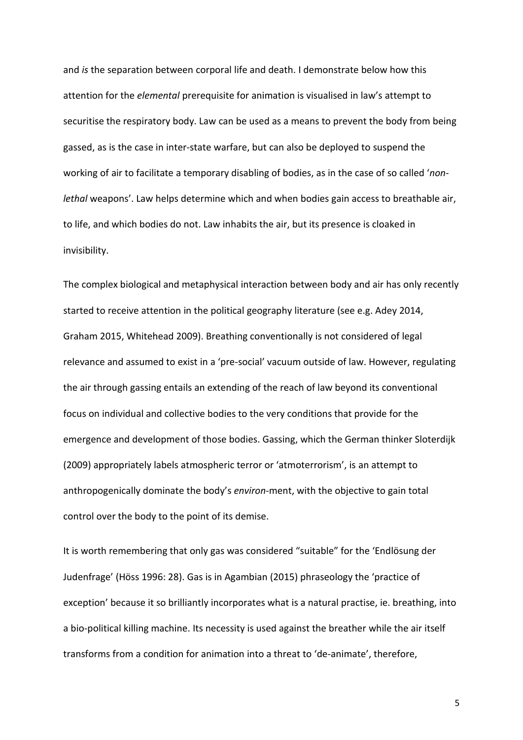and *is* the separation between corporal life and death. I demonstrate below how this attention for the *elemental* prerequisite for animation is visualised in law's attempt to securitise the respiratory body. Law can be used as a means to prevent the body from being gassed, as is the case in inter-state warfare, but can also be deployed to suspend the working of air to facilitate a temporary disabling of bodies, as in the case of so called '*non-lethal* weapons'. Law helps determine which and when bodies gain access to breathable air, to life, and which bodies do not. Law inhabits the air, but its presence is cloaked in invisibility.

The complex biological and metaphysical interaction between body and air has only recently started to receive attention in the political geography literature (see e.g. Adey 2014, Graham 2015, Whitehead 2009). Breathing conventionally is not considered of legal relevance and assumed to exist in a 'pre-social' vacuum outside of law. However, regulating the air through gassing entails an extending of the reach of law beyond its conventional focus on individual and collective bodies to the very conditions that provide for the emergence and development of those bodies. Gassing, which the German thinker Sloterdijk (2009) appropriately labels atmospheric terror or 'atmoterrorism', is an attempt to anthropogenically dominate the body's *environ*-ment, with the objective to gain total control over the body to the point of its demise.

It is worth remembering that only gas was considered "suitable" for the 'Endlösung der Judenfrage' (Höss 1996: 28). Gas is in Agambian (2015) phraseology the 'practice of exception' because it so brilliantly incorporates what is a natural practise, ie. breathing, into a bio-political killing machine. Its necessity is used against the breather while the air itself transforms from a condition for animation into a threat to 'de-animate', therefore,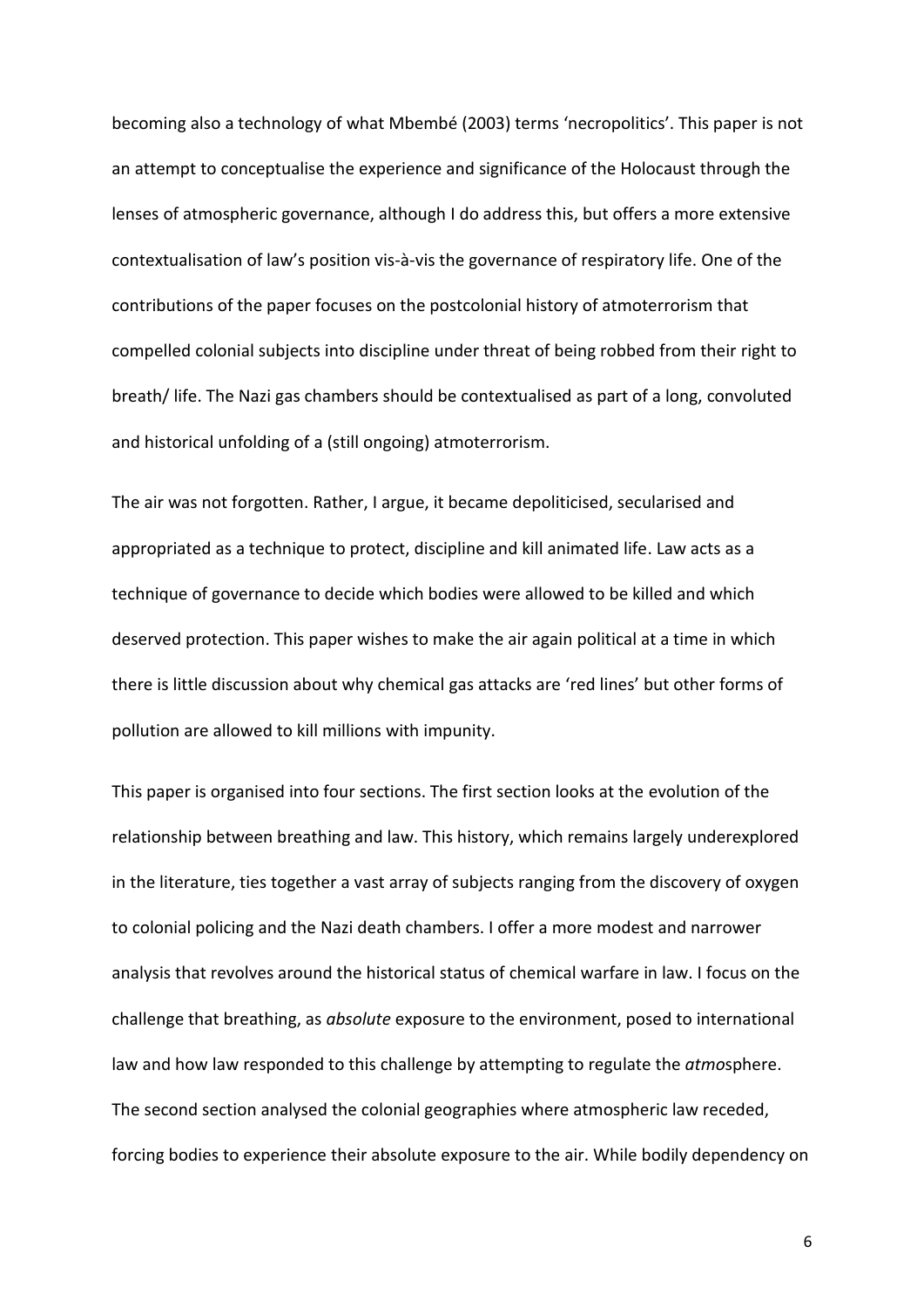becoming also a technology of what Mbembé (2003) terms 'necropolitics'. This paper is not an attempt to conceptualise the experience and significance of the Holocaust through the lenses of atmospheric governance, although I do address this, but offers a more extensive contextualisation of law's position vis-à-vis the governance of respiratory life. One of the contributions of the paper focuses on the postcolonial history of atmoterrorism that compelled colonial subjects into discipline under threat of being robbed from their right to breath/ life. The Nazi gas chambers should be contextualised as part of a long, convoluted and historical unfolding of a (still ongoing) atmoterrorism.

The air was not forgotten. Rather, I argue, it became depoliticised, secularised and appropriated as a technique to protect, discipline and kill animated life. Law acts as a technique of governance to decide which bodies were allowed to be killed and which deserved protection. This paper wishes to make the air again political at a time in which there is little discussion about why chemical gas attacks are 'red lines' but other forms of pollution are allowed to kill millions with impunity.

This paper is organised into four sections. The first section looks at the evolution of the relationship between breathing and law. This history, which remains largely underexplored in the literature, ties together a vast array of subjects ranging from the discovery of oxygen to colonial policing and the Nazi death chambers. I offer a more modest and narrower analysis that revolves around the historical status of chemical warfare in law. I focus on the challenge that breathing, as *absolute* exposure to the environment, posed to international law and how law responded to this challenge by attempting to regulate the *atmo*sphere. The second section analysed the colonial geographies where atmospheric law receded, forcing bodies to experience their absolute exposure to the air. While bodily dependency on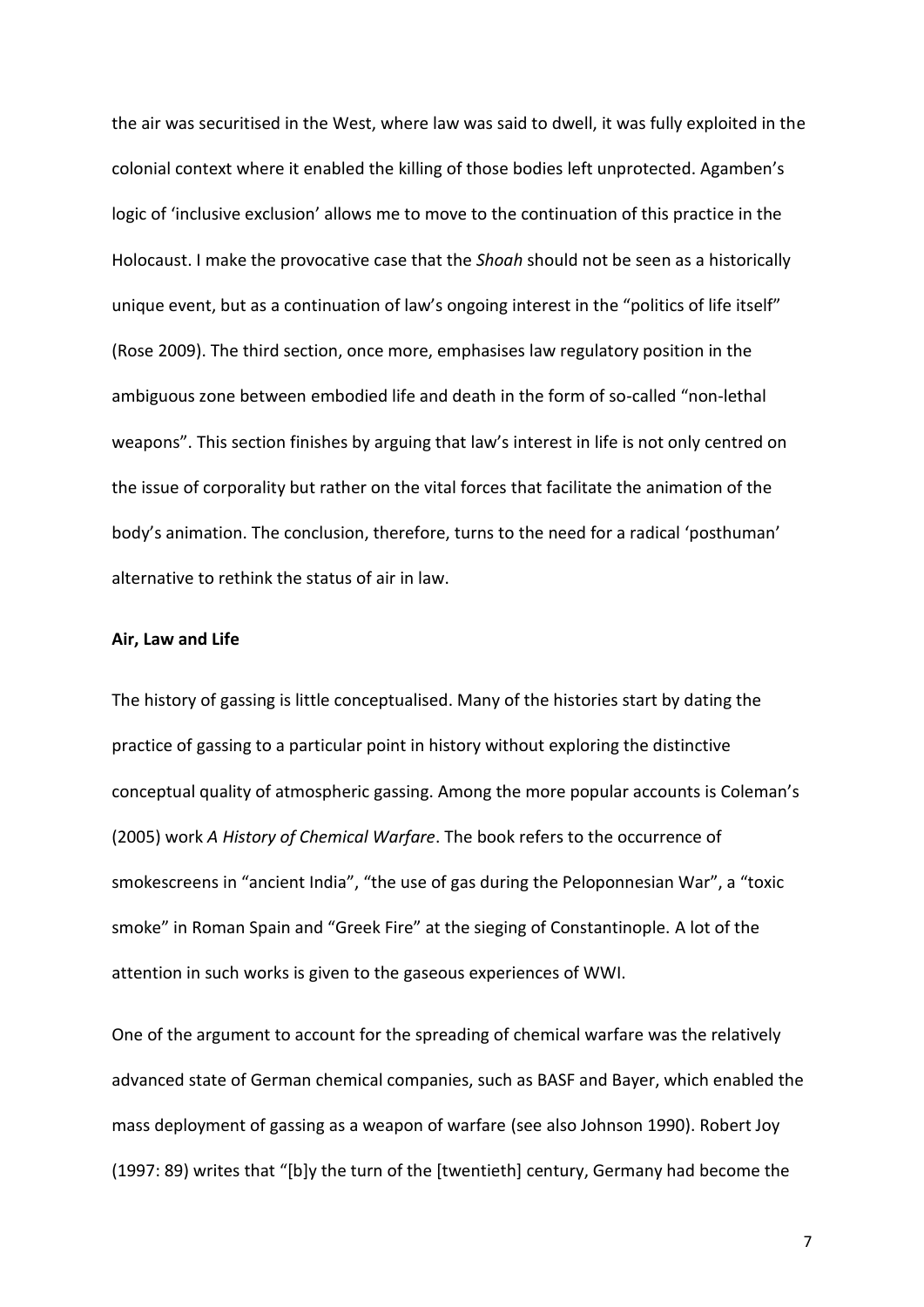the air was securitised in the West, where law was said to dwell, it was fully exploited in the colonial context where it enabled the killing of those bodies left unprotected. Agamben's logic of 'inclusive exclusion' allows me to move to the continuation of this practice in the Holocaust. I make the provocative case that the *Shoah* should not be seen as a historically unique event, but as a continuation of law's ongoing interest in the "politics of life itself" (Rose 2009). The third section, once more, emphasises law regulatory position in the ambiguous zone between embodied life and death in the form of so-called "non-lethal weapons". This section finishes by arguing that law's interest in life is not only centred on the issue of corporality but rather on the vital forces that facilitate the animation of the body's animation. The conclusion, therefore, turns to the need for a radical 'posthuman' alternative to rethink the status of air in law.

**Air, Law and Life**

The history of gassing is little conceptualised. Many of the histories start by dating the practice of gassing to a particular point in history without exploring the distinctive conceptual quality of atmospheric gassing. Among the more popular accounts is Coleman's (2005) work *A History of Chemical Warfare*. The book refers to the occurrence of smokescreens in "ancient India", "the use of gas during the Peloponnesian War", a "toxic smoke" in Roman Spain and "Greek Fire" at the sieging of Constantinople. A lot of the attention in such works is given to the gaseous experiences of WWI.

One of the argument to account for the spreading of chemical warfare was the relatively advanced state of German chemical companies, such as BASF and Bayer, which enabled the mass deployment of gassing as a weapon of warfare (see also Johnson 1990). Robert Joy (1997: 89) writes that "[b]y the turn of the [twentieth] century, Germany had become the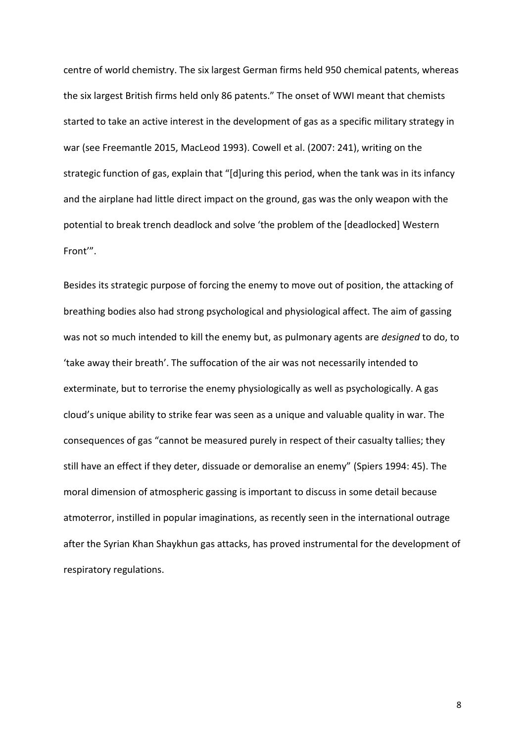centre of world chemistry. The six largest German firms held 950 chemical patents, whereas the six largest British firms held only 86 patents." The onset of WWI meant that chemists started to take an active interest in the development of gas as a specific military strategy in war (see Freemantle 2015, MacLeod 1993). Cowell et al. (2007: 241), writing on the strategic function of gas, explain that "[d]uring this period, when the tank was in its infancy and the airplane had little direct impact on the ground, gas was the only weapon with the potential to break trench deadlock and solve 'the problem of the [deadlocked] Western Front'".

Besides its strategic purpose of forcing the enemy to move out of position, the attacking of breathing bodies also had strong psychological and physiological affect. The aim of gassing was not so much intended to kill the enemy but, as pulmonary agents are *designed* to do, to 'take away their breath'. The suffocation of the air was not necessarily intended to exterminate, but to terrorise the enemy physiologically as well as psychologically. A gas cloud's unique ability to strike fear was seen as a unique and valuable quality in war. The consequences of gas "cannot be measured purely in respect of their casualty tallies; they still have an effect if they deter, dissuade or demoralise an enemy" (Spiers 1994: 45). The moral dimension of atmospheric gassing is important to discuss in some detail because atmoterror, instilled in popular imaginations, as recently seen in the international outrage after the Syrian Khan Shaykhun gas attacks, has proved instrumental for the development of respiratory regulations.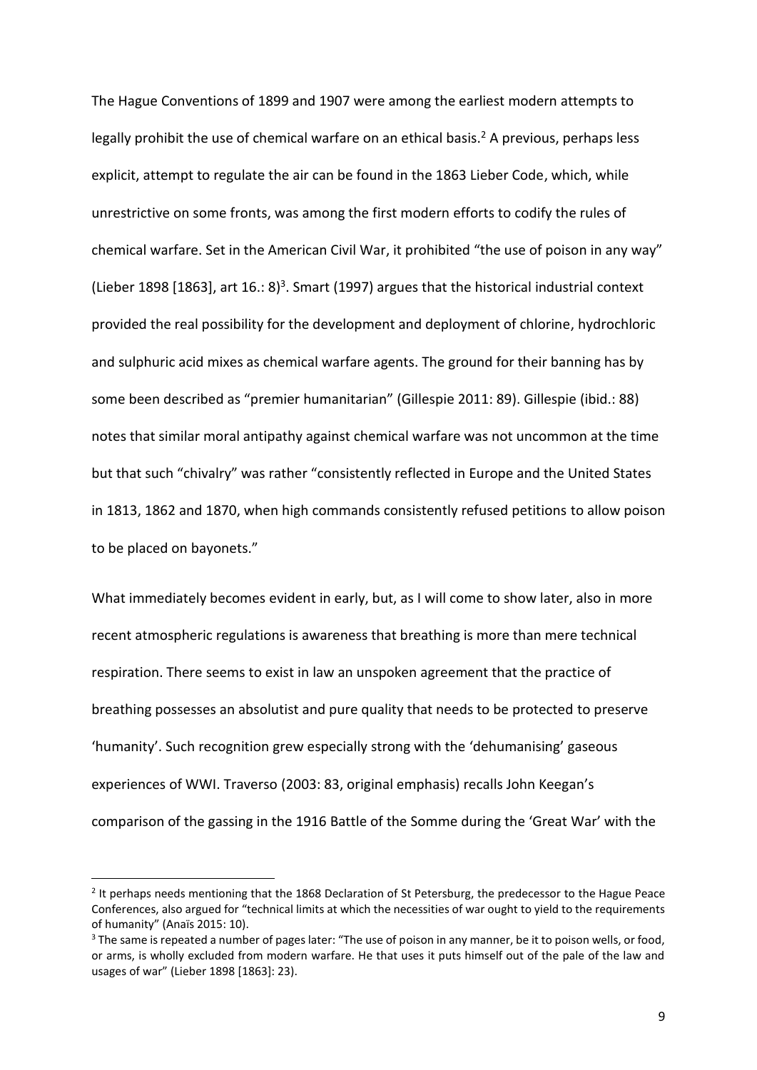The Hague Conventions of 1899 and 1907 were among the earliest modern attempts to legally prohibit the use of chemical warfare on an ethical basis.[2] A previous, perhaps less explicit, attempt to regulate the air can be found in the 1863 Lieber Code, which, while unrestrictive on some fronts, was among the first modern efforts to codify the rules of chemical warfare. Set in the American Civil War, it prohibited "the use of poison in any way" (Lieber 1898 [1863], art 16.: 8)[3]. Smart (1997) argues that the historical industrial context provided the real possibility for the development and deployment of chlorine, hydrochloric and sulphuric acid mixes as chemical warfare agents. The ground for their banning has by some been described as "premier humanitarian" (Gillespie 2011: 89). Gillespie (ibid.: 88) notes that similar moral antipathy against chemical warfare was not uncommon at the time but that such "chivalry" was rather "consistently reflected in Europe and the United States in 1813, 1862 and 1870, when high commands consistently refused petitions to allow poison to be placed on bayonets."

What immediately becomes evident in early, but, as I will come to show later, also in more recent atmospheric regulations is awareness that breathing is more than mere technical respiration. There seems to exist in law an unspoken agreement that the practice of breathing possesses an absolutist and pure quality that needs to be protected to preserve 'humanity'. Such recognition grew especially strong with the 'dehumanising' gaseous experiences of WWI. Traverso (2003: 83, original emphasis) recalls John Keegan's comparison of the gassing in the 1916 Battle of the Somme during the 'Great War' with the

[2] It perhaps needs mentioning that the 1868 Declaration of St Petersburg, the predecessor to the Hague Peace Conferences, also argued for "technical limits at which the necessities of war ought to yield to the requirements of humanity" (Anaïs 2015: 10).

[3] The same is repeated a number of pages later: "The use of poison in any manner, be it to poison wells, or food, or arms, is wholly excluded from modern warfare. He that uses it puts himself out of the pale of the law and usages of war" (Lieber 1898 [1863]: 23).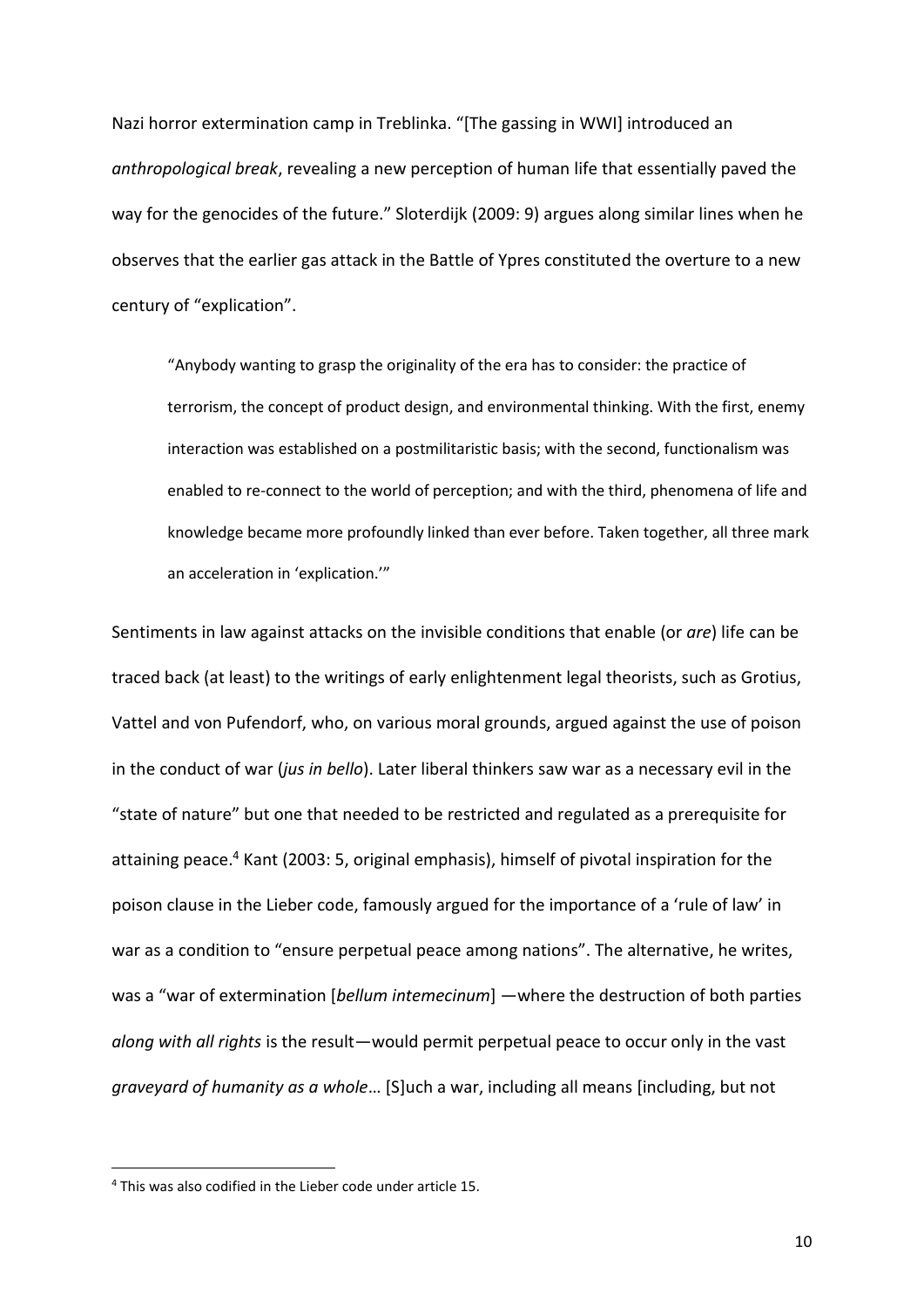Nazi horror extermination camp in Treblinka. "[The gassing in WWI] introduced an *anthropological break*, revealing a new perception of human life that essentially paved the way for the genocides of the future." Sloterdijk (2009: 9) argues along similar lines when he observes that the earlier gas attack in the Battle of Ypres constituted the overture to a new century of "explication".

> "Anybody wanting to grasp the originality of the era has to consider: the practice of terrorism, the concept of product design, and environmental thinking. With the first, enemy interaction was established on a postmilitaristic basis; with the second, functionalism was enabled to re-connect to the world of perception; and with the third, phenomena of life and knowledge became more profoundly linked than ever before. Taken together, all three mark an acceleration in 'explication.'"

Sentiments in law against attacks on the invisible conditions that enable (or *are*) life can be traced back (at least) to the writings of early enlightenment legal theorists, such as Grotius, Vattel and von Pufendorf, who, on various moral grounds, argued against the use of poison in the conduct of war (*jus in bello*). Later liberal thinkers saw war as a necessary evil in the "state of nature" but one that needed to be restricted and regulated as a prerequisite for attaining peace.[4] Kant (2003: 5, original emphasis), himself of pivotal inspiration for the poison clause in the Lieber code, famously argued for the importance of a 'rule of law' in war as a condition to "ensure perpetual peace among nations". The alternative, he writes, was a "war of extermination [*bellum intemecinum*] —where the destruction of both parties *along with all rights* is the result—would permit perpetual peace to occur only in the vast *graveyard of humanity as a whole*… [S]uch a war, including all means [including, but not

[4] This was also codified in the Lieber code under article 15.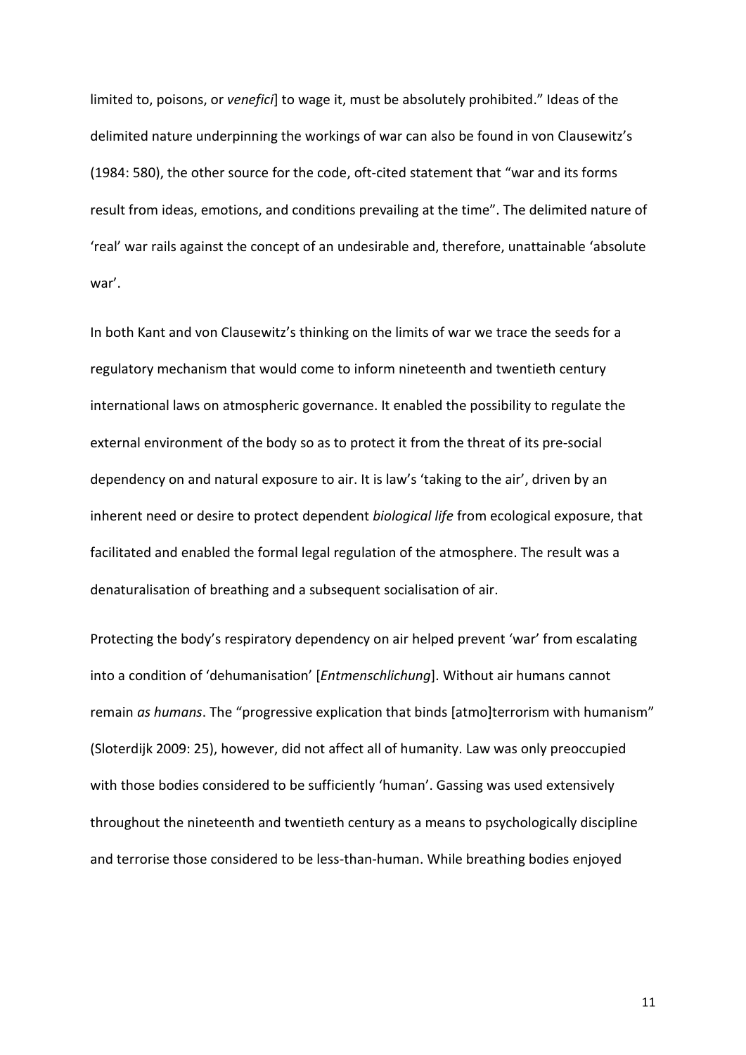limited to, poisons, or *venefici*] to wage it, must be absolutely prohibited." Ideas of the delimited nature underpinning the workings of war can also be found in von Clausewitz's (1984: 580), the other source for the code, oft-cited statement that "war and its forms result from ideas, emotions, and conditions prevailing at the time". The delimited nature of 'real' war rails against the concept of an undesirable and, therefore, unattainable 'absolute war'.

In both Kant and von Clausewitz's thinking on the limits of war we trace the seeds for a regulatory mechanism that would come to inform nineteenth and twentieth century international laws on atmospheric governance. It enabled the possibility to regulate the external environment of the body so as to protect it from the threat of its pre-social dependency on and natural exposure to air. It is law's 'taking to the air', driven by an inherent need or desire to protect dependent *biological life* from ecological exposure, that facilitated and enabled the formal legal regulation of the atmosphere. The result was a denaturalisation of breathing and a subsequent socialisation of air.

Protecting the body's respiratory dependency on air helped prevent 'war' from escalating into a condition of 'dehumanisation' [*Entmenschlichung*]. Without air humans cannot remain *as humans*. The "progressive explication that binds [atmo]terrorism with humanism" (Sloterdijk 2009: 25), however, did not affect all of humanity. Law was only preoccupied with those bodies considered to be sufficiently 'human'. Gassing was used extensively throughout the nineteenth and twentieth century as a means to psychologically discipline and terrorise those considered to be less-than-human. While breathing bodies enjoyed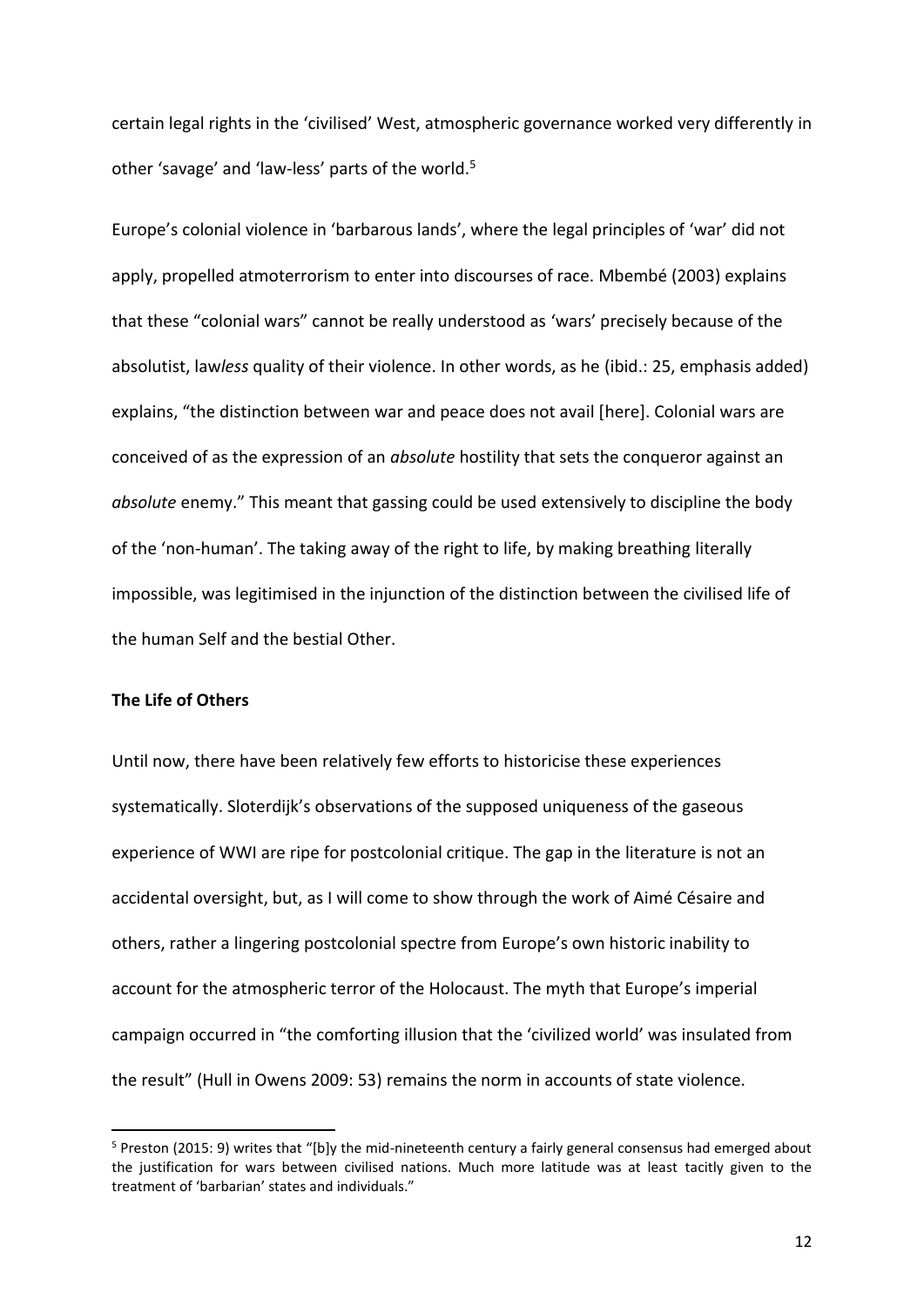certain legal rights in the 'civilised' West, atmospheric governance worked very differently in other 'savage' and 'law-less' parts of the world.[5]

Europe's colonial violence in 'barbarous lands', where the legal principles of 'war' did not apply, propelled atmoterrorism to enter into discourses of race. Mbembé (2003) explains that these "colonial wars" cannot be really understood as 'wars' precisely because of the absolutist, law*less* quality of their violence. In other words, as he (ibid.: 25, emphasis added) explains, "the distinction between war and peace does not avail [here]. Colonial wars are conceived of as the expression of an *absolute* hostility that sets the conqueror against an *absolute* enemy." This meant that gassing could be used extensively to discipline the body of the 'non-human'. The taking away of the right to life, by making breathing literally impossible, was legitimised in the injunction of the distinction between the civilised life of the human Self and the bestial Other.

**The Life of Others**

Until now, there have been relatively few efforts to historicise these experiences systematically. Sloterdijk's observations of the supposed uniqueness of the gaseous experience of WWI are ripe for postcolonial critique. The gap in the literature is not an accidental oversight, but, as I will come to show through the work of Aimé Césaire and others, rather a lingering postcolonial spectre from Europe's own historic inability to account for the atmospheric terror of the Holocaust. The myth that Europe's imperial campaign occurred in "the comforting illusion that the 'civilized world' was insulated from the result" (Hull in Owens 2009: 53) remains the norm in accounts of state violence.

[5] Preston (2015: 9) writes that "[b]y the mid-nineteenth century a fairly general consensus had emerged about the justification for wars between civilised nations. Much more latitude was at least tacitly given to the treatment of 'barbarian' states and individuals."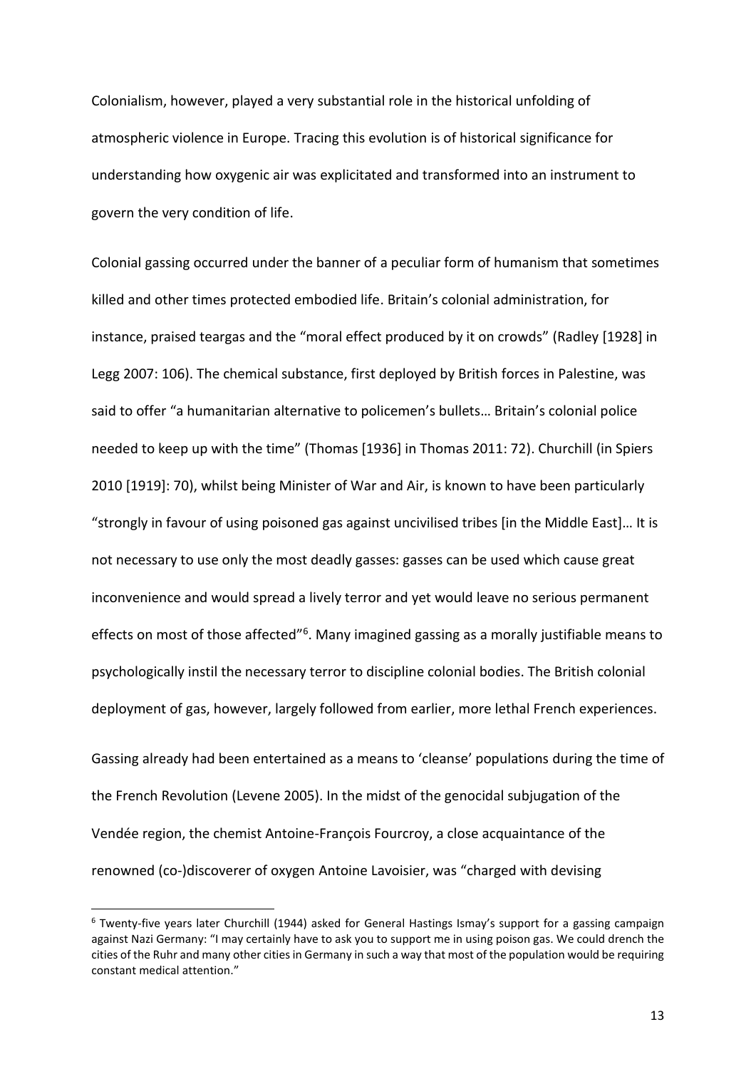Colonialism, however, played a very substantial role in the historical unfolding of atmospheric violence in Europe. Tracing this evolution is of historical significance for understanding how oxygenic air was explicitated and transformed into an instrument to govern the very condition of life.

Colonial gassing occurred under the banner of a peculiar form of humanism that sometimes killed and other times protected embodied life. Britain's colonial administration, for instance, praised teargas and the "moral effect produced by it on crowds" (Radley [1928] in Legg 2007: 106). The chemical substance, first deployed by British forces in Palestine, was said to offer "a humanitarian alternative to policemen's bullets… Britain's colonial police needed to keep up with the time" (Thomas [1936] in Thomas 2011: 72). Churchill (in Spiers 2010 [1919]: 70), whilst being Minister of War and Air, is known to have been particularly "strongly in favour of using poisoned gas against uncivilised tribes [in the Middle East]… It is not necessary to use only the most deadly gasses: gasses can be used which cause great inconvenience and would spread a lively terror and yet would leave no serious permanent effects on most of those affected"[6]. Many imagined gassing as a morally justifiable means to psychologically instil the necessary terror to discipline colonial bodies. The British colonial deployment of gas, however, largely followed from earlier, more lethal French experiences.

Gassing already had been entertained as a means to 'cleanse' populations during the time of the French Revolution (Levene 2005). In the midst of the genocidal subjugation of the Vendée region, the chemist Antoine-François Fourcroy, a close acquaintance of the renowned (co-)discoverer of oxygen Antoine Lavoisier, was "charged with devising

[6] Twenty-five years later Churchill (1944) asked for General Hastings Ismay's support for a gassing campaign against Nazi Germany: "I may certainly have to ask you to support me in using poison gas. We could drench the cities of the Ruhr and many other cities in Germany in such a way that most of the population would be requiring constant medical attention."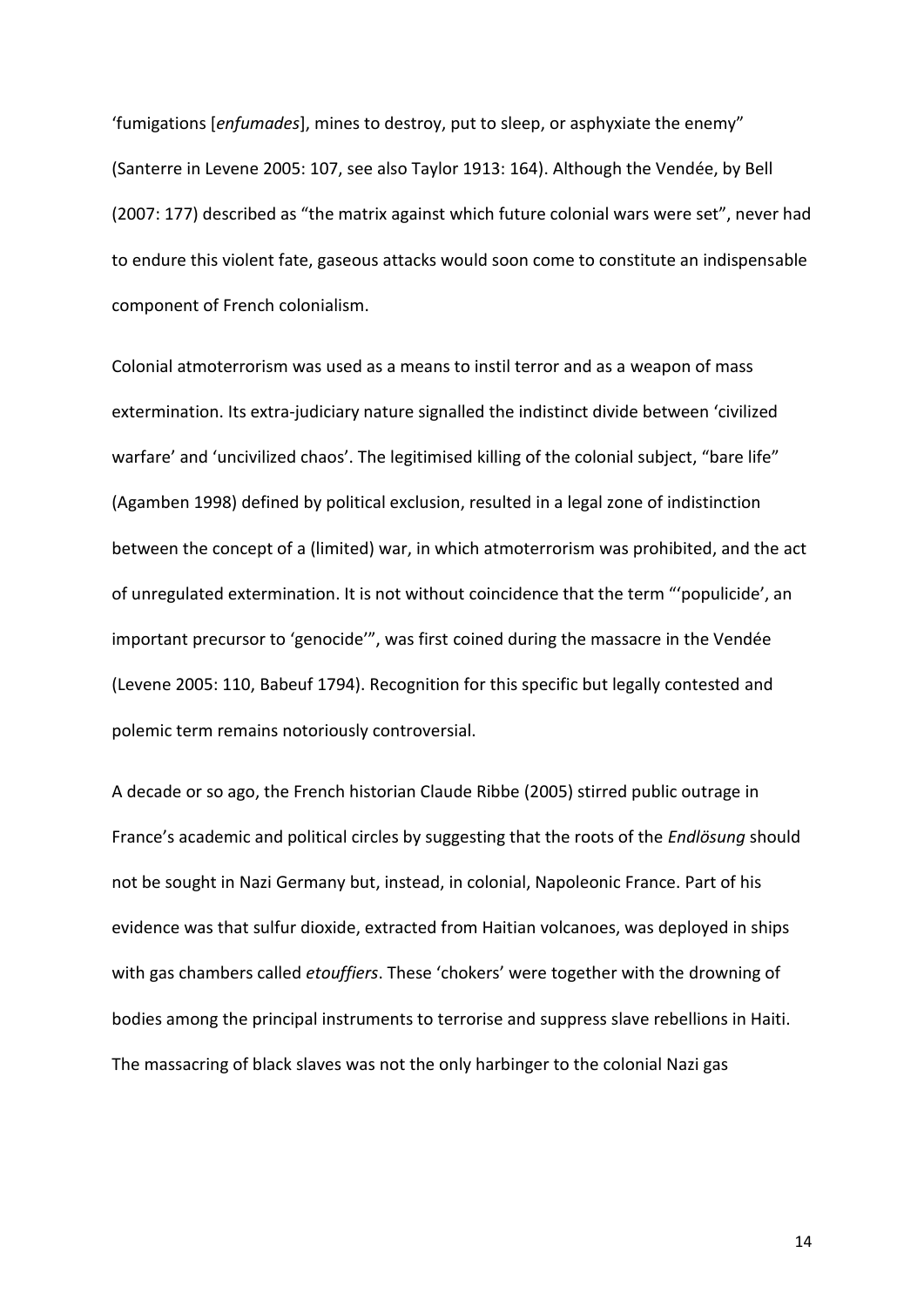'fumigations [*enfumades*], mines to destroy, put to sleep, or asphyxiate the enemy" (Santerre in Levene 2005: 107, see also Taylor 1913: 164). Although the Vendée, by Bell (2007: 177) described as "the matrix against which future colonial wars were set", never had to endure this violent fate, gaseous attacks would soon come to constitute an indispensable component of French colonialism.

Colonial atmoterrorism was used as a means to instil terror and as a weapon of mass extermination. Its extra-judiciary nature signalled the indistinct divide between 'civilized warfare' and 'uncivilized chaos'. The legitimised killing of the colonial subject, "bare life" (Agamben 1998) defined by political exclusion, resulted in a legal zone of indistinction between the concept of a (limited) war, in which atmoterrorism was prohibited, and the act of unregulated extermination. It is not without coincidence that the term "'populicide', an important precursor to 'genocide'", was first coined during the massacre in the Vendée (Levene 2005: 110, Babeuf 1794). Recognition for this specific but legally contested and polemic term remains notoriously controversial.

A decade or so ago, the French historian Claude Ribbe (2005) stirred public outrage in France's academic and political circles by suggesting that the roots of the *Endlösung* should not be sought in Nazi Germany but, instead, in colonial, Napoleonic France. Part of his evidence was that sulfur dioxide, extracted from Haitian volcanoes, was deployed in ships with gas chambers called *etouffiers*. These 'chokers' were together with the drowning of bodies among the principal instruments to terrorise and suppress slave rebellions in Haiti. The massacring of black slaves was not the only harbinger to the colonial Nazi gas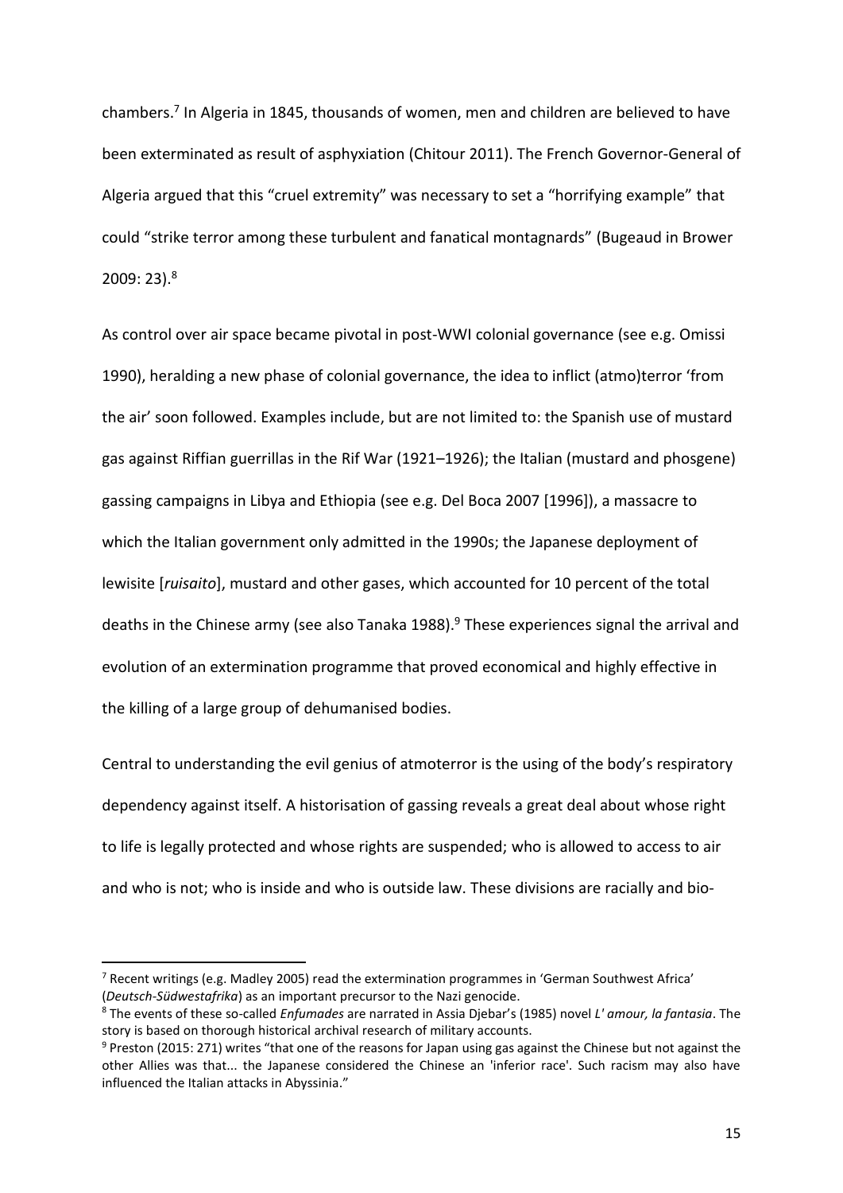chambers.[7] In Algeria in 1845, thousands of women, men and children are believed to have been exterminated as result of asphyxiation (Chitour 2011). The French Governor-General of Algeria argued that this "cruel extremity" was necessary to set a "horrifying example" that could "strike terror among these turbulent and fanatical montagnards" (Bugeaud in Brower 2009: 23).[8]

As control over air space became pivotal in post-WWI colonial governance (see e.g. Omissi 1990), heralding a new phase of colonial governance, the idea to inflict (atmo)terror 'from the air' soon followed. Examples include, but are not limited to: the Spanish use of mustard gas against Riffian guerrillas in the Rif War (1921–1926); the Italian (mustard and phosgene) gassing campaigns in Libya and Ethiopia (see e.g. Del Boca 2007 [1996]), a massacre to which the Italian government only admitted in the 1990s; the Japanese deployment of lewisite [*ruisaito*], mustard and other gases, which accounted for 10 percent of the total deaths in the Chinese army (see also Tanaka 1988).[9] These experiences signal the arrival and evolution of an extermination programme that proved economical and highly effective in the killing of a large group of dehumanised bodies.

Central to understanding the evil genius of atmoterror is the using of the body's respiratory dependency against itself. A historisation of gassing reveals a great deal about whose right to life is legally protected and whose rights are suspended; who is allowed to access to air and who is not; who is inside and who is outside law. These divisions are racially and bio-

---

[7] Recent writings (e.g. Madley 2005) read the extermination programmes in 'German Southwest Africa' (*Deutsch-Südwestafrika*) as an important precursor to the Nazi genocide.

[8] The events of these so-called *Enfumades* are narrated in Assia Djebar's (1985) novel *L' amour, la fantasia*. The story is based on thorough historical archival research of military accounts.

[9] Preston (2015: 271) writes "that one of the reasons for Japan using gas against the Chinese but not against the other Allies was that... the Japanese considered the Chinese an 'inferior race'. Such racism may also have influenced the Italian attacks in Abyssinia."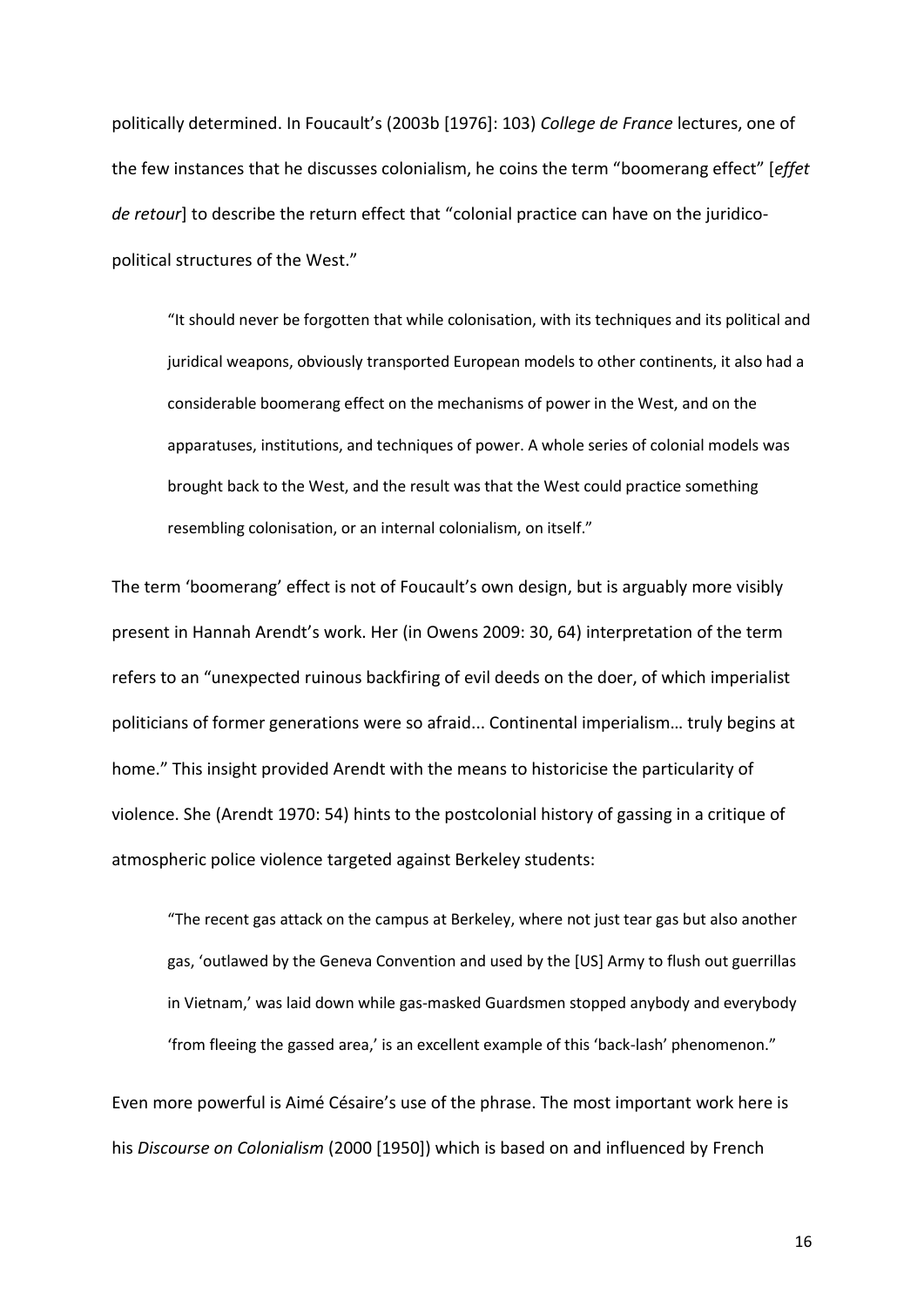politically determined. In Foucault's (2003b [1976]: 103) *College de France* lectures, one of the few instances that he discusses colonialism, he coins the term "boomerang effect" [*effet de retour*] to describe the return effect that "colonial practice can have on the juridico-political structures of the West."

> "It should never be forgotten that while colonisation, with its techniques and its political and juridical weapons, obviously transported European models to other continents, it also had a considerable boomerang effect on the mechanisms of power in the West, and on the apparatuses, institutions, and techniques of power. A whole series of colonial models was brought back to the West, and the result was that the West could practice something resembling colonisation, or an internal colonialism, on itself."

The term 'boomerang' effect is not of Foucault's own design, but is arguably more visibly present in Hannah Arendt's work. Her (in Owens 2009: 30, 64) interpretation of the term refers to an "unexpected ruinous backfiring of evil deeds on the doer, of which imperialist politicians of former generations were so afraid... Continental imperialism… truly begins at home." This insight provided Arendt with the means to historicise the particularity of violence. She (Arendt 1970: 54) hints to the postcolonial history of gassing in a critique of atmospheric police violence targeted against Berkeley students:

> "The recent gas attack on the campus at Berkeley, where not just tear gas but also another gas, 'outlawed by the Geneva Convention and used by the [US] Army to flush out guerrillas in Vietnam,' was laid down while gas-masked Guardsmen stopped anybody and everybody 'from fleeing the gassed area,' is an excellent example of this 'back-lash' phenomenon."

Even more powerful is Aimé Césaire's use of the phrase. The most important work here is his *Discourse on Colonialism* (2000 [1950]) which is based on and influenced by French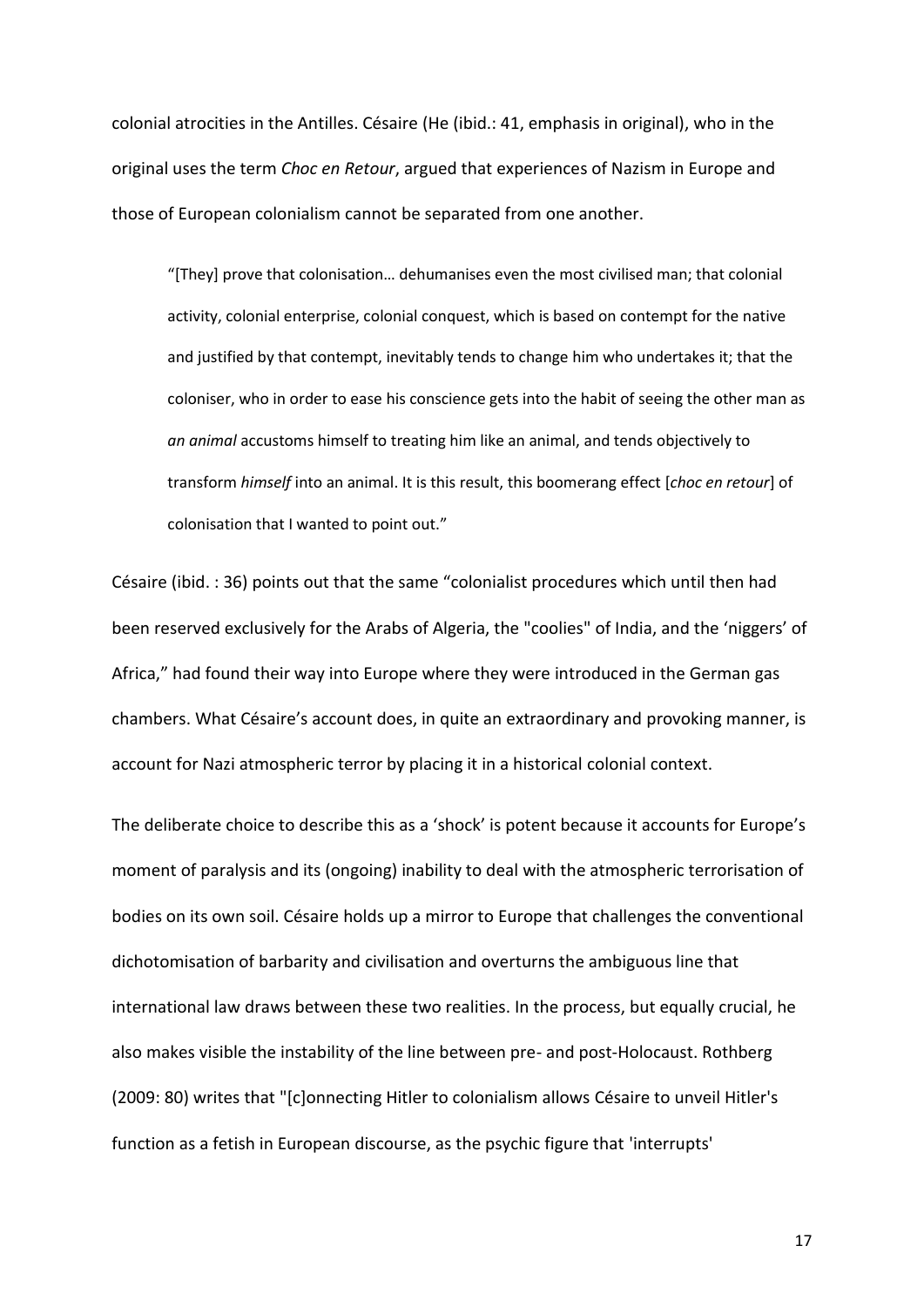colonial atrocities in the Antilles. Césaire (He (ibid.: 41, emphasis in original), who in the original uses the term *Choc en Retour*, argued that experiences of Nazism in Europe and those of European colonialism cannot be separated from one another.

> "[They] prove that colonisation… dehumanises even the most civilised man; that colonial activity, colonial enterprise, colonial conquest, which is based on contempt for the native and justified by that contempt, inevitably tends to change him who undertakes it; that the coloniser, who in order to ease his conscience gets into the habit of seeing the other man as *an animal* accustoms himself to treating him like an animal, and tends objectively to transform *himself* into an animal. It is this result, this boomerang effect [*choc en retour*] of colonisation that I wanted to point out."

Césaire (ibid. : 36) points out that the same "colonialist procedures which until then had been reserved exclusively for the Arabs of Algeria, the "coolies" of India, and the 'niggers' of Africa," had found their way into Europe where they were introduced in the German gas chambers. What Césaire's account does, in quite an extraordinary and provoking manner, is account for Nazi atmospheric terror by placing it in a historical colonial context.

The deliberate choice to describe this as a 'shock' is potent because it accounts for Europe's moment of paralysis and its (ongoing) inability to deal with the atmospheric terrorisation of bodies on its own soil. Césaire holds up a mirror to Europe that challenges the conventional dichotomisation of barbarity and civilisation and overturns the ambiguous line that international law draws between these two realities. In the process, but equally crucial, he also makes visible the instability of the line between pre- and post-Holocaust. Rothberg (2009: 80) writes that "[c]onnecting Hitler to colonialism allows Césaire to unveil Hitler's function as a fetish in European discourse, as the psychic figure that 'interrupts'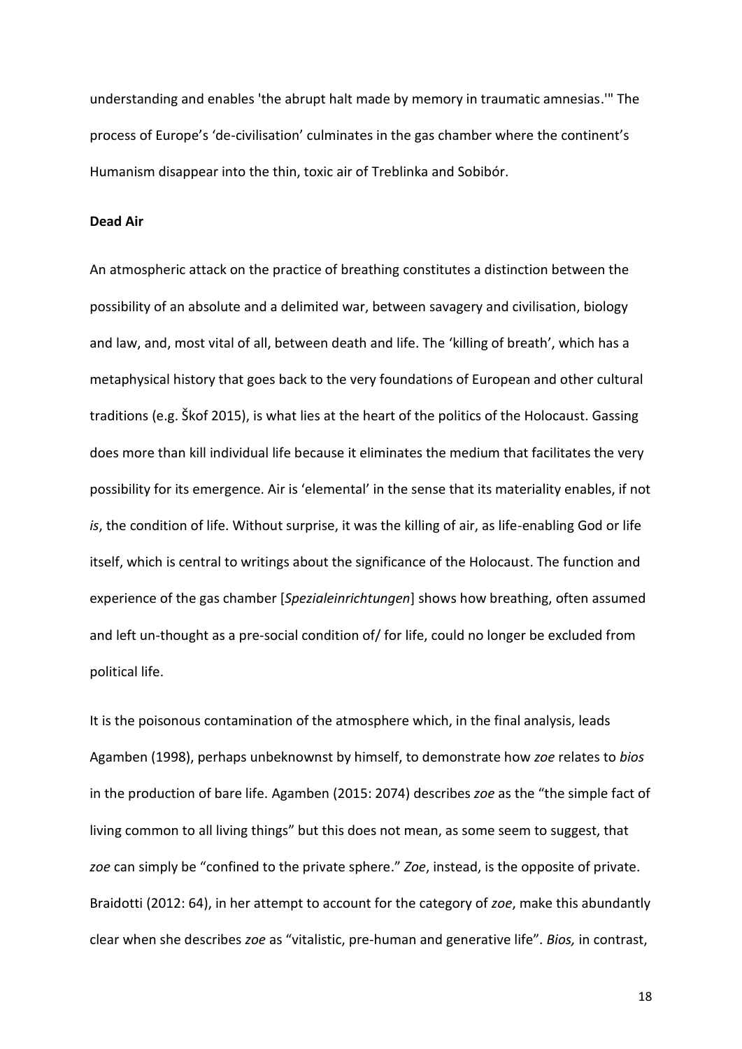understanding and enables 'the abrupt halt made by memory in traumatic amnesias.'" The process of Europe's 'de-civilisation' culminates in the gas chamber where the continent's Humanism disappear into the thin, toxic air of Treblinka and Sobibór.

**Dead Air**

An atmospheric attack on the practice of breathing constitutes a distinction between the possibility of an absolute and a delimited war, between savagery and civilisation, biology and law, and, most vital of all, between death and life. The 'killing of breath', which has a metaphysical history that goes back to the very foundations of European and other cultural traditions (e.g. Škof 2015), is what lies at the heart of the politics of the Holocaust. Gassing does more than kill individual life because it eliminates the medium that facilitates the very possibility for its emergence. Air is 'elemental' in the sense that its materiality enables, if not *is*, the condition of life. Without surprise, it was the killing of air, as life-enabling God or life itself, which is central to writings about the significance of the Holocaust. The function and experience of the gas chamber [*Spezialeinrichtungen*] shows how breathing, often assumed and left un-thought as a pre-social condition of/ for life, could no longer be excluded from political life.

It is the poisonous contamination of the atmosphere which, in the final analysis, leads Agamben (1998), perhaps unbeknownst by himself, to demonstrate how *zoe* relates to *bios* in the production of bare life. Agamben (2015: 2074) describes *zoe* as the "the simple fact of living common to all living things" but this does not mean, as some seem to suggest, that *zoe* can simply be "confined to the private sphere." *Zoe*, instead, is the opposite of private. Braidotti (2012: 64), in her attempt to account for the category of *zoe*, make this abundantly clear when she describes *zoe* as "vitalistic, pre-human and generative life". *Bios,* in contrast,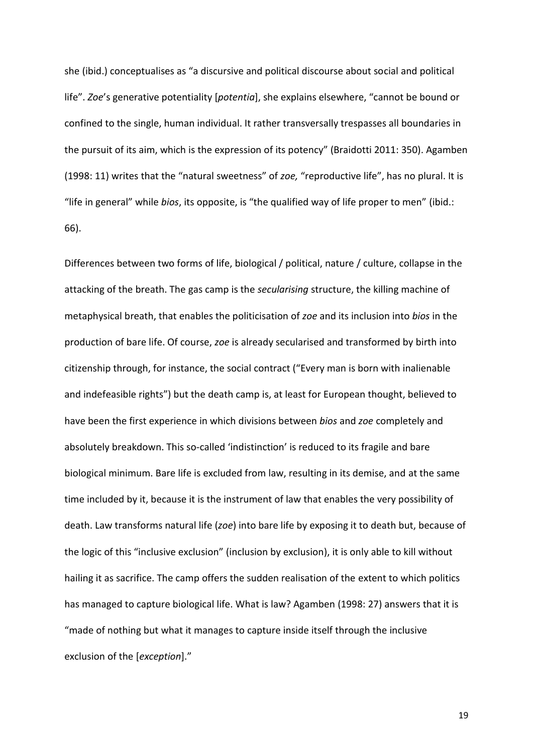she (ibid.) conceptualises as "a discursive and political discourse about social and political life". *Zoe*'s generative potentiality [*potentia*], she explains elsewhere, "cannot be bound or confined to the single, human individual. It rather transversally trespasses all boundaries in the pursuit of its aim, which is the expression of its potency" (Braidotti 2011: 350). Agamben (1998: 11) writes that the "natural sweetness" of *zoe,* "reproductive life", has no plural. It is "life in general" while *bios*, its opposite, is "the qualified way of life proper to men" (ibid.: 66).

Differences between two forms of life, biological / political, nature / culture, collapse in the attacking of the breath. The gas camp is the *secularising* structure, the killing machine of metaphysical breath, that enables the politicisation of *zoe* and its inclusion into *bios* in the production of bare life. Of course, *zoe* is already secularised and transformed by birth into citizenship through, for instance, the social contract ("Every man is born with inalienable and indefeasible rights") but the death camp is, at least for European thought, believed to have been the first experience in which divisions between *bios* and *zoe* completely and absolutely breakdown. This so-called 'indistinction' is reduced to its fragile and bare biological minimum. Bare life is excluded from law, resulting in its demise, and at the same time included by it, because it is the instrument of law that enables the very possibility of death. Law transforms natural life (*zoe*) into bare life by exposing it to death but, because of the logic of this "inclusive exclusion" (inclusion by exclusion), it is only able to kill without hailing it as sacrifice. The camp offers the sudden realisation of the extent to which politics has managed to capture biological life. What is law? Agamben (1998: 27) answers that it is "made of nothing but what it manages to capture inside itself through the inclusive exclusion of the [*exception*]."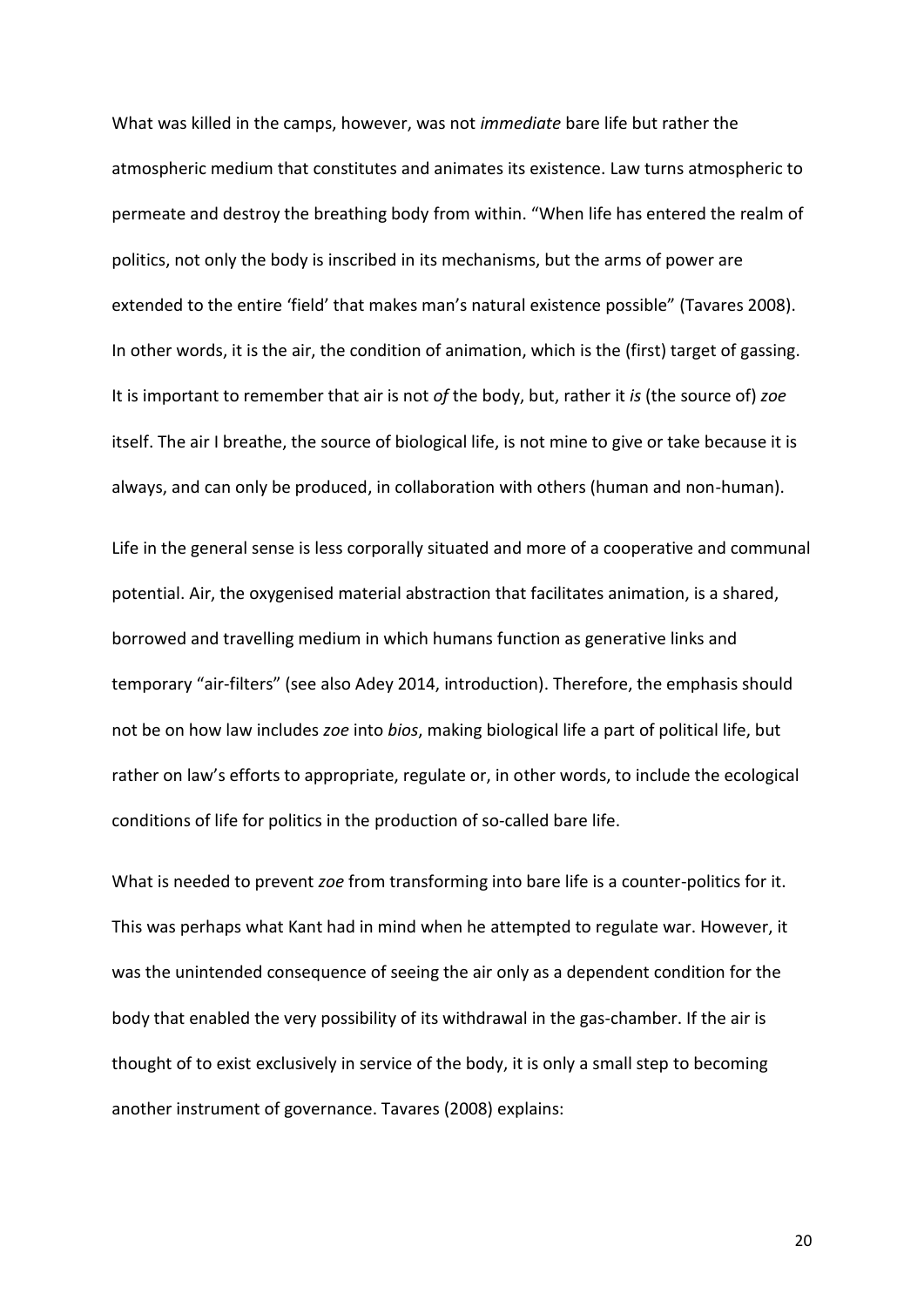What was killed in the camps, however, was not *immediate* bare life but rather the atmospheric medium that constitutes and animates its existence. Law turns atmospheric to permeate and destroy the breathing body from within. “When life has entered the realm of politics, not only the body is inscribed in its mechanisms, but the arms of power are extended to the entire ‘field’ that makes man’s natural existence possible” (Tavares 2008). In other words, it is the air, the condition of animation, which is the (first) target of gassing. It is important to remember that air is not *of* the body, but, rather it *is* (the source of) *zoe* itself. The air I breathe, the source of biological life, is not mine to give or take because it is always, and can only be produced, in collaboration with others (human and non-human).

Life in the general sense is less corporally situated and more of a cooperative and communal potential. Air, the oxygenised material abstraction that facilitates animation, is a shared, borrowed and travelling medium in which humans function as generative links and temporary “air-filters” (see also Adey 2014, introduction). Therefore, the emphasis should not be on how law includes *zoe* into *bios*, making biological life a part of political life, but rather on law’s efforts to appropriate, regulate or, in other words, to include the ecological conditions of life for politics in the production of so-called bare life.

What is needed to prevent *zoe* from transforming into bare life is a counter-politics for it. This was perhaps what Kant had in mind when he attempted to regulate war. However, it was the unintended consequence of seeing the air only as a dependent condition for the body that enabled the very possibility of its withdrawal in the gas-chamber. If the air is thought of to exist exclusively in service of the body, it is only a small step to becoming another instrument of governance. Tavares (2008) explains: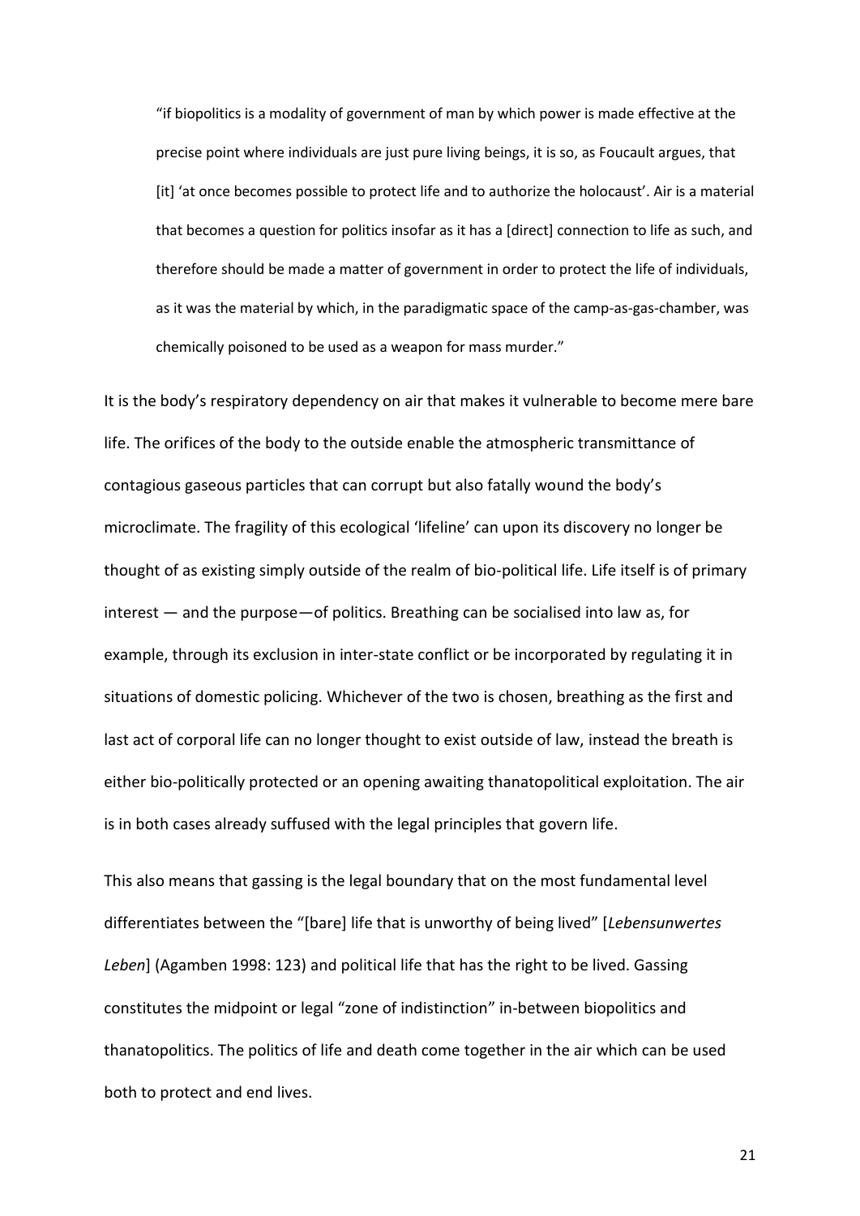> "if biopolitics is a modality of government of man by which power is made effective at the precise point where individuals are just pure living beings, it is so, as Foucault argues, that [it] 'at once becomes possible to protect life and to authorize the holocaust'. Air is a material that becomes a question for politics insofar as it has a [direct] connection to life as such, and therefore should be made a matter of government in order to protect the life of individuals, as it was the material by which, in the paradigmatic space of the camp-as-gas-chamber, was chemically poisoned to be used as a weapon for mass murder."

It is the body's respiratory dependency on air that makes it vulnerable to become mere bare life. The orifices of the body to the outside enable the atmospheric transmittance of contagious gaseous particles that can corrupt but also fatally wound the body's microclimate. The fragility of this ecological 'lifeline' can upon its discovery no longer be thought of as existing simply outside of the realm of bio-political life. Life itself is of primary interest — and the purpose—of politics. Breathing can be socialised into law as, for example, through its exclusion in inter-state conflict or be incorporated by regulating it in situations of domestic policing. Whichever of the two is chosen, breathing as the first and last act of corporal life can no longer thought to exist outside of law, instead the breath is either bio-politically protected or an opening awaiting thanatopolitical exploitation. The air is in both cases already suffused with the legal principles that govern life.

This also means that gassing is the legal boundary that on the most fundamental level differentiates between the "[bare] life that is unworthy of being lived" [*Lebensunwertes Leben*] (Agamben 1998: 123) and political life that has the right to be lived. Gassing constitutes the midpoint or legal "zone of indistinction" in-between biopolitics and thanatopolitics. The politics of life and death come together in the air which can be used both to protect and end lives.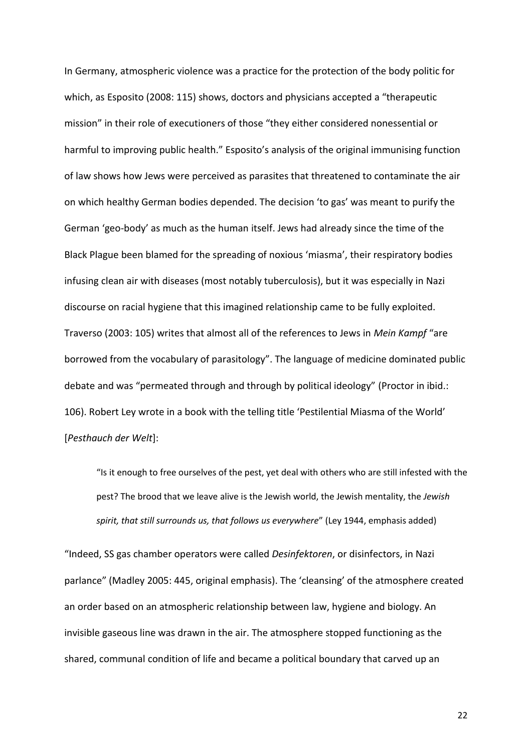In Germany, atmospheric violence was a practice for the protection of the body politic for which, as Esposito (2008: 115) shows, doctors and physicians accepted a "therapeutic mission" in their role of executioners of those "they either considered nonessential or harmful to improving public health." Esposito's analysis of the original immunising function of law shows how Jews were perceived as parasites that threatened to contaminate the air on which healthy German bodies depended. The decision 'to gas' was meant to purify the German 'geo-body' as much as the human itself. Jews had already since the time of the Black Plague been blamed for the spreading of noxious 'miasma', their respiratory bodies infusing clean air with diseases (most notably tuberculosis), but it was especially in Nazi discourse on racial hygiene that this imagined relationship came to be fully exploited. Traverso (2003: 105) writes that almost all of the references to Jews in *Mein Kampf* "are borrowed from the vocabulary of parasitology". The language of medicine dominated public debate and was "permeated through and through by political ideology" (Proctor in ibid.: 106). Robert Ley wrote in a book with the telling title 'Pestilential Miasma of the World' [*Pesthauch der Welt*]:

> "Is it enough to free ourselves of the pest, yet deal with others who are still infested with the pest? The brood that we leave alive is the Jewish world, the Jewish mentality, the *Jewish spirit, that still surrounds us, that follows us everywhere*" (Ley 1944, emphasis added)

"Indeed, SS gas chamber operators were called *Desinfektoren*, or disinfectors, in Nazi parlance" (Madley 2005: 445, original emphasis). The 'cleansing' of the atmosphere created an order based on an atmospheric relationship between law, hygiene and biology. An invisible gaseous line was drawn in the air. The atmosphere stopped functioning as the shared, communal condition of life and became a political boundary that carved up an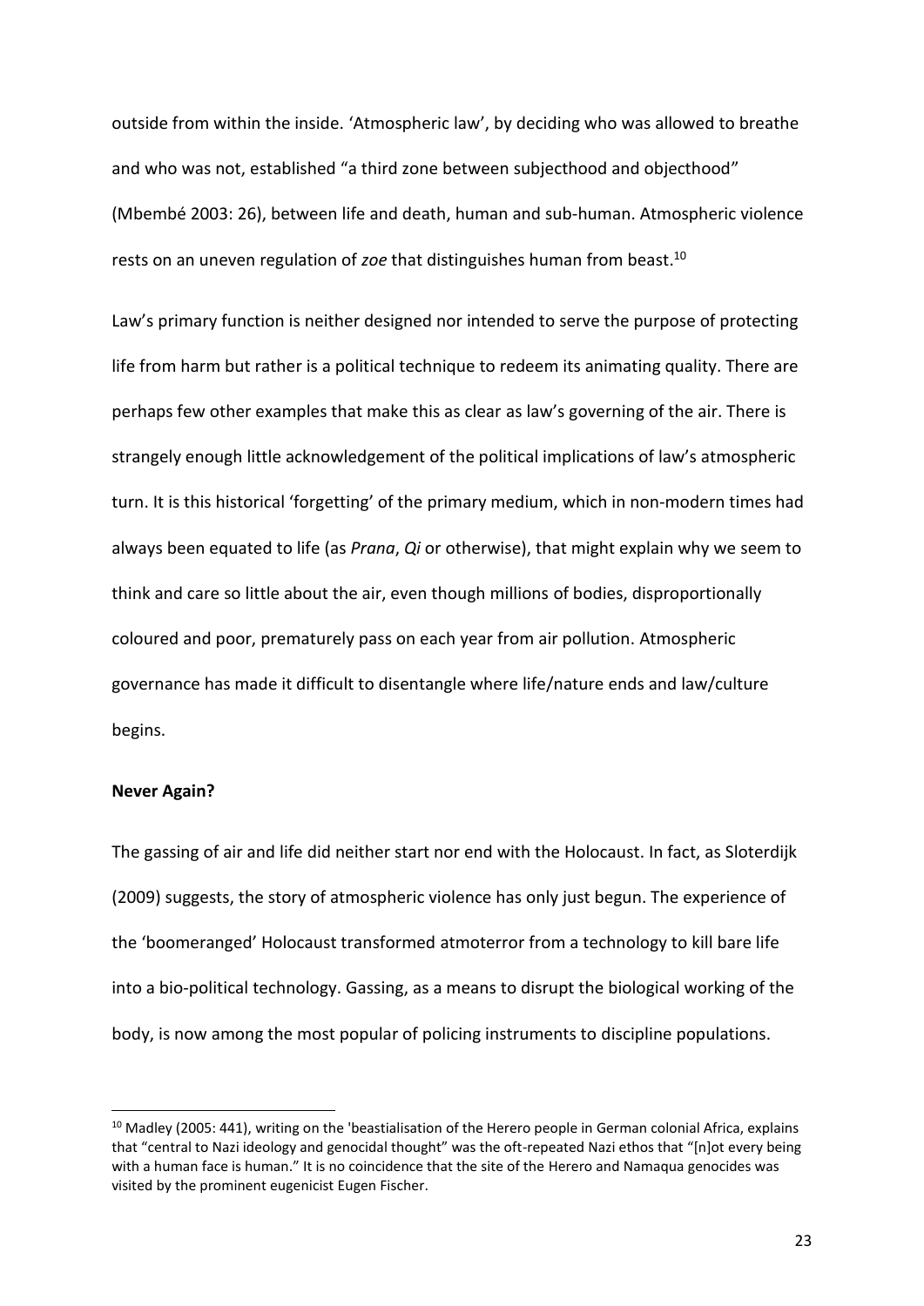outside from within the inside. 'Atmospheric law', by deciding who was allowed to breathe and who was not, established "a third zone between subjecthood and objecthood" (Mbembé 2003: 26), between life and death, human and sub-human. Atmospheric violence rests on an uneven regulation of *zoe* that distinguishes human from beast.[10]

Law's primary function is neither designed nor intended to serve the purpose of protecting life from harm but rather is a political technique to redeem its animating quality. There are perhaps few other examples that make this as clear as law's governing of the air. There is strangely enough little acknowledgement of the political implications of law's atmospheric turn. It is this historical 'forgetting' of the primary medium, which in non-modern times had always been equated to life (as *Prana*, *Qi* or otherwise), that might explain why we seem to think and care so little about the air, even though millions of bodies, disproportionally coloured and poor, prematurely pass on each year from air pollution. Atmospheric governance has made it difficult to disentangle where life/nature ends and law/culture begins.

**Never Again?**

The gassing of air and life did neither start nor end with the Holocaust. In fact, as Sloterdijk (2009) suggests, the story of atmospheric violence has only just begun. The experience of the 'boomeranged' Holocaust transformed atmoterror from a technology to kill bare life into a bio-political technology. Gassing, as a means to disrupt the biological working of the body, is now among the most popular of policing instruments to discipline populations.

[10] Madley (2005: 441), writing on the 'beastialisation of the Herero people in German colonial Africa, explains that "central to Nazi ideology and genocidal thought" was the oft-repeated Nazi ethos that "[n]ot every being with a human face is human." It is no coincidence that the site of the Herero and Namaqua genocides was visited by the prominent eugenicist Eugen Fischer.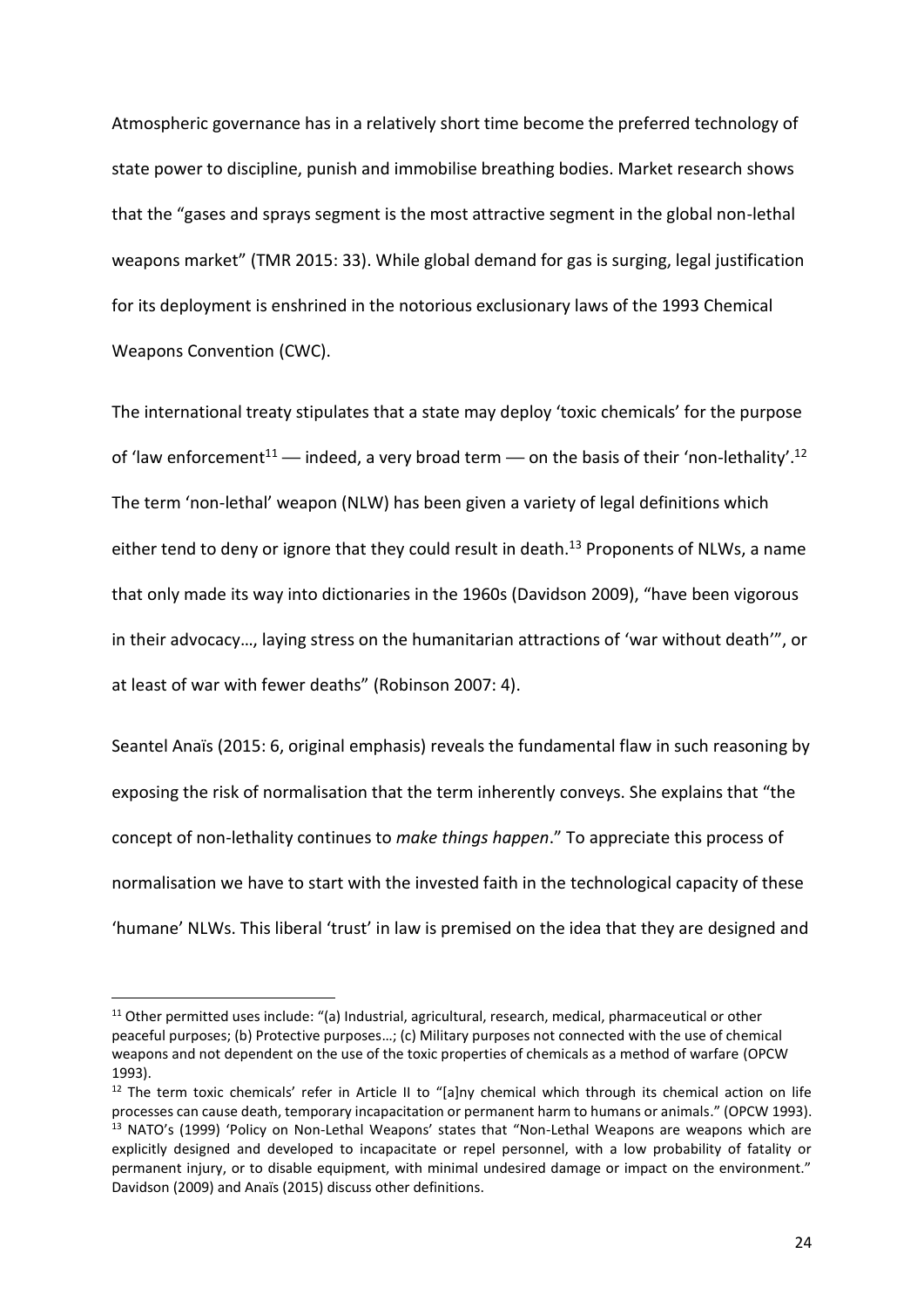Atmospheric governance has in a relatively short time become the preferred technology of state power to discipline, punish and immobilise breathing bodies. Market research shows that the "gases and sprays segment is the most attractive segment in the global non-lethal weapons market" (TMR 2015: 33). While global demand for gas is surging, legal justification for its deployment is enshrined in the notorious exclusionary laws of the 1993 Chemical Weapons Convention (CWC).

The international treaty stipulates that a state may deploy 'toxic chemicals' for the purpose of 'law enforcement[11] — indeed, a very broad term — on the basis of their 'non-lethality'.[12] The term 'non-lethal' weapon (NLW) has been given a variety of legal definitions which either tend to deny or ignore that they could result in death.[13] Proponents of NLWs, a name that only made its way into dictionaries in the 1960s (Davidson 2009), "have been vigorous in their advocacy…, laying stress on the humanitarian attractions of 'war without death'", or at least of war with fewer deaths" (Robinson 2007: 4).

Seantel Anaïs (2015: 6, original emphasis) reveals the fundamental flaw in such reasoning by exposing the risk of normalisation that the term inherently conveys. She explains that "the concept of non-lethality continues to *make things happen*." To appreciate this process of normalisation we have to start with the invested faith in the technological capacity of these 'humane' NLWs. This liberal 'trust' in law is premised on the idea that they are designed and

---

[11] Other permitted uses include: "(a) Industrial, agricultural, research, medical, pharmaceutical or other peaceful purposes; (b) Protective purposes…; (c) Military purposes not connected with the use of chemical weapons and not dependent on the use of the toxic properties of chemicals as a method of warfare (OPCW 1993).

[12] The term toxic chemicals' refer in Article II to "[a]ny chemical which through its chemical action on life processes can cause death, temporary incapacitation or permanent harm to humans or animals." (OPCW 1993).

[13] NATO's (1999) 'Policy on Non-Lethal Weapons' states that "Non-Lethal Weapons are weapons which are explicitly designed and developed to incapacitate or repel personnel, with a low probability of fatality or permanent injury, or to disable equipment, with minimal undesired damage or impact on the environment." Davidson (2009) and Anaïs (2015) discuss other definitions.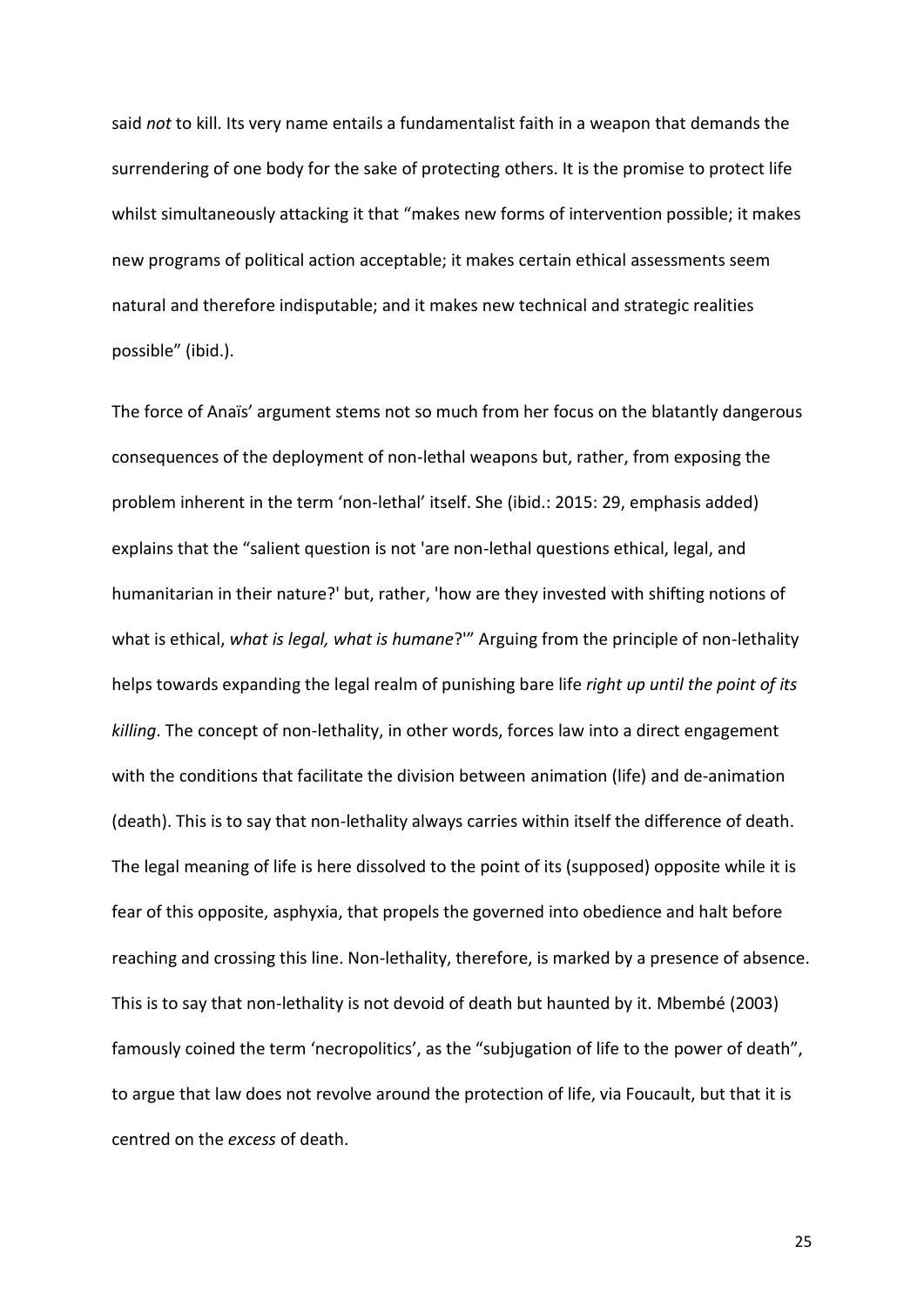said *not* to kill. Its very name entails a fundamentalist faith in a weapon that demands the surrendering of one body for the sake of protecting others. It is the promise to protect life whilst simultaneously attacking it that "makes new forms of intervention possible; it makes new programs of political action acceptable; it makes certain ethical assessments seem natural and therefore indisputable; and it makes new technical and strategic realities possible" (ibid.).

The force of Anaïs' argument stems not so much from her focus on the blatantly dangerous consequences of the deployment of non-lethal weapons but, rather, from exposing the problem inherent in the term 'non-lethal' itself. She (ibid.: 2015: 29, emphasis added) explains that the "salient question is not 'are non-lethal questions ethical, legal, and humanitarian in their nature?' but, rather, 'how are they invested with shifting notions of what is ethical, *what is legal, what is humane*?'" Arguing from the principle of non-lethality helps towards expanding the legal realm of punishing bare life *right up until the point of its killing*. The concept of non-lethality, in other words, forces law into a direct engagement with the conditions that facilitate the division between animation (life) and de-animation (death). This is to say that non-lethality always carries within itself the difference of death. The legal meaning of life is here dissolved to the point of its (supposed) opposite while it is fear of this opposite, asphyxia, that propels the governed into obedience and halt before reaching and crossing this line. Non-lethality, therefore, is marked by a presence of absence. This is to say that non-lethality is not devoid of death but haunted by it. Mbembé (2003) famously coined the term 'necropolitics', as the "subjugation of life to the power of death", to argue that law does not revolve around the protection of life, via Foucault, but that it is centred on the *excess* of death.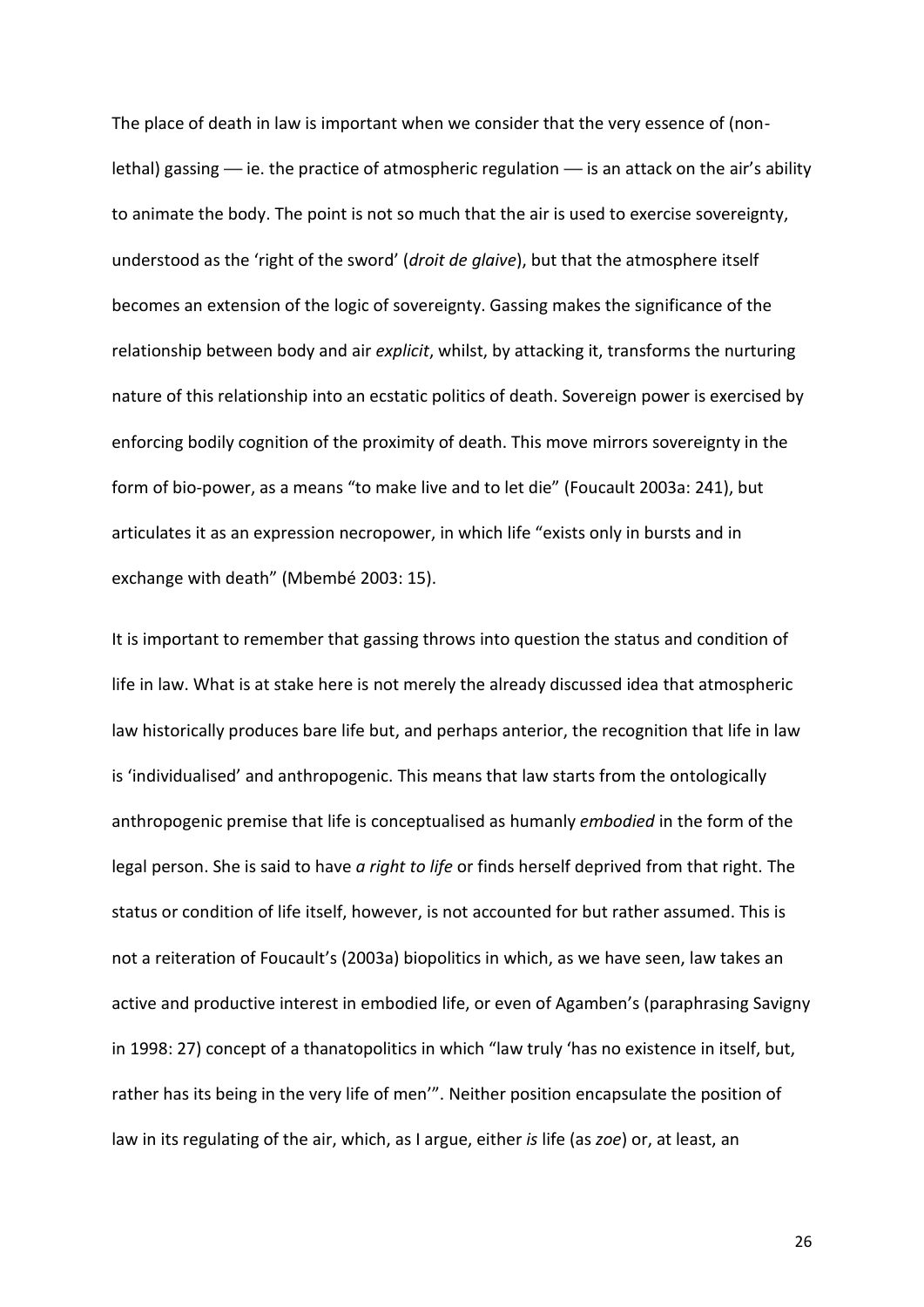The place of death in law is important when we consider that the very essence of (non-lethal) gassing — ie. the practice of atmospheric regulation — is an attack on the air's ability to animate the body. The point is not so much that the air is used to exercise sovereignty, understood as the 'right of the sword' (*droit de glaive*), but that the atmosphere itself becomes an extension of the logic of sovereignty. Gassing makes the significance of the relationship between body and air *explicit*, whilst, by attacking it, transforms the nurturing nature of this relationship into an ecstatic politics of death. Sovereign power is exercised by enforcing bodily cognition of the proximity of death. This move mirrors sovereignty in the form of bio-power, as a means "to make live and to let die" (Foucault 2003a: 241), but articulates it as an expression necropower, in which life "exists only in bursts and in exchange with death" (Mbembé 2003: 15).

It is important to remember that gassing throws into question the status and condition of life in law. What is at stake here is not merely the already discussed idea that atmospheric law historically produces bare life but, and perhaps anterior, the recognition that life in law is 'individualised' and anthropogenic. This means that law starts from the ontologically anthropogenic premise that life is conceptualised as humanly *embodied* in the form of the legal person. She is said to have *a right to life* or finds herself deprived from that right. The status or condition of life itself, however, is not accounted for but rather assumed. This is not a reiteration of Foucault's (2003a) biopolitics in which, as we have seen, law takes an active and productive interest in embodied life, or even of Agamben's (paraphrasing Savigny in 1998: 27) concept of a thanatopolitics in which "law truly 'has no existence in itself, but, rather has its being in the very life of men'". Neither position encapsulate the position of law in its regulating of the air, which, as I argue, either *is* life (as *zoe*) or, at least, an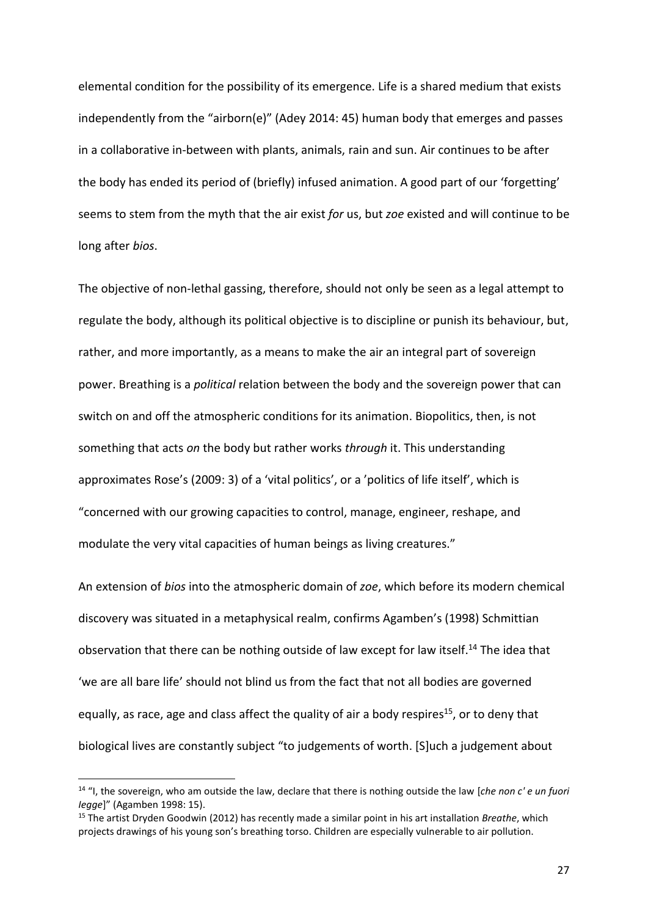elemental condition for the possibility of its emergence. Life is a shared medium that exists independently from the "airborn(e)" (Adey 2014: 45) human body that emerges and passes in a collaborative in-between with plants, animals, rain and sun. Air continues to be after the body has ended its period of (briefly) infused animation. A good part of our 'forgetting' seems to stem from the myth that the air exist *for* us, but *zoe* existed and will continue to be long after *bios*.

The objective of non-lethal gassing, therefore, should not only be seen as a legal attempt to regulate the body, although its political objective is to discipline or punish its behaviour, but, rather, and more importantly, as a means to make the air an integral part of sovereign power. Breathing is a *political* relation between the body and the sovereign power that can switch on and off the atmospheric conditions for its animation. Biopolitics, then, is not something that acts *on* the body but rather works *through* it. This understanding approximates Rose's (2009: 3) of a 'vital politics', or a 'politics of life itself', which is "concerned with our growing capacities to control, manage, engineer, reshape, and modulate the very vital capacities of human beings as living creatures."

An extension of *bios* into the atmospheric domain of *zoe*, which before its modern chemical discovery was situated in a metaphysical realm, confirms Agamben's (1998) Schmittian observation that there can be nothing outside of law except for law itself.[14] The idea that 'we are all bare life' should not blind us from the fact that not all bodies are governed equally, as race, age and class affect the quality of air a body respires[15], or to deny that biological lives are constantly subject "to judgements of worth. [S]uch a judgement about

---

[14] "I, the sovereign, who am outside the law, declare that there is nothing outside the law [*che non c' e un fuori legge*]" (Agamben 1998: 15).

[15] The artist Dryden Goodwin (2012) has recently made a similar point in his art installation *Breathe*, which projects drawings of his young son's breathing torso. Children are especially vulnerable to air pollution.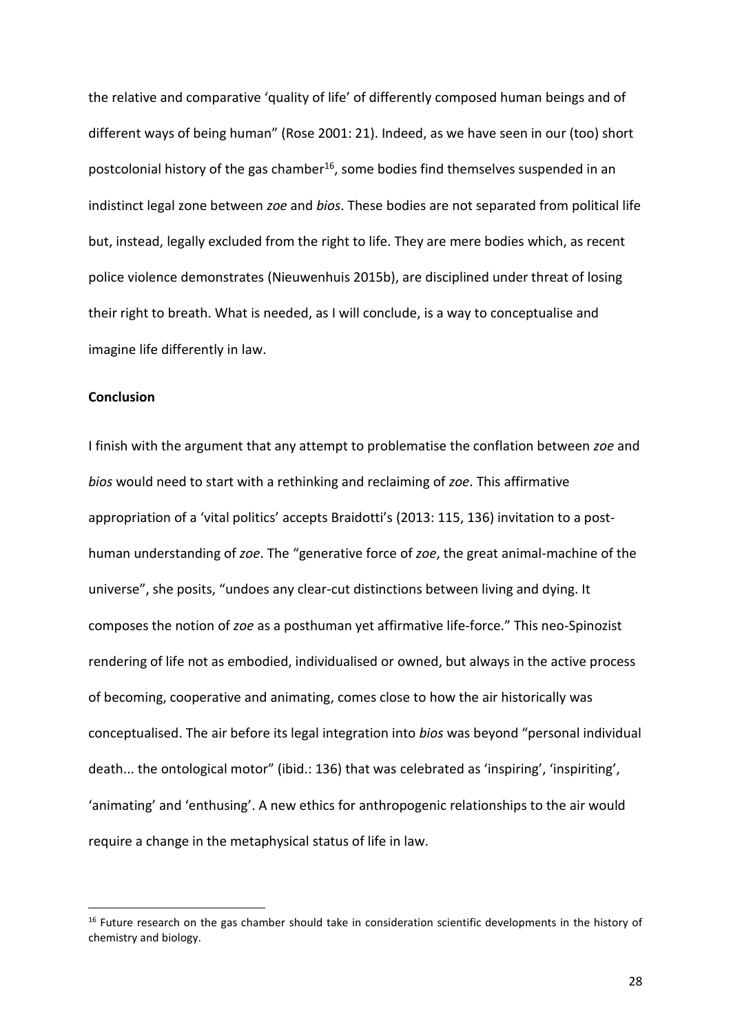the relative and comparative 'quality of life' of differently composed human beings and of different ways of being human" (Rose 2001: 21). Indeed, as we have seen in our (too) short postcolonial history of the gas chamber[16], some bodies find themselves suspended in an indistinct legal zone between *zoe* and *bios*. These bodies are not separated from political life but, instead, legally excluded from the right to life. They are mere bodies which, as recent police violence demonstrates (Nieuwenhuis 2015b), are disciplined under threat of losing their right to breath. What is needed, as I will conclude, is a way to conceptualise and imagine life differently in law.

**Conclusion**

I finish with the argument that any attempt to problematise the conflation between *zoe* and *bios* would need to start with a rethinking and reclaiming of *zoe*. This affirmative appropriation of a 'vital politics' accepts Braidotti's (2013: 115, 136) invitation to a post-human understanding of *zoe*. The "generative force of *zoe*, the great animal-machine of the universe", she posits, "undoes any clear-cut distinctions between living and dying. It composes the notion of *zoe* as a posthuman yet affirmative life-force." This neo-Spinozist rendering of life not as embodied, individualised or owned, but always in the active process of becoming, cooperative and animating, comes close to how the air historically was conceptualised. The air before its legal integration into *bios* was beyond "personal individual death... the ontological motor" (ibid.: 136) that was celebrated as 'inspiring', 'inspiriting', 'animating' and 'enthusing'. A new ethics for anthropogenic relationships to the air would require a change in the metaphysical status of life in law.

[16] Future research on the gas chamber should take in consideration scientific developments in the history of chemistry and biology.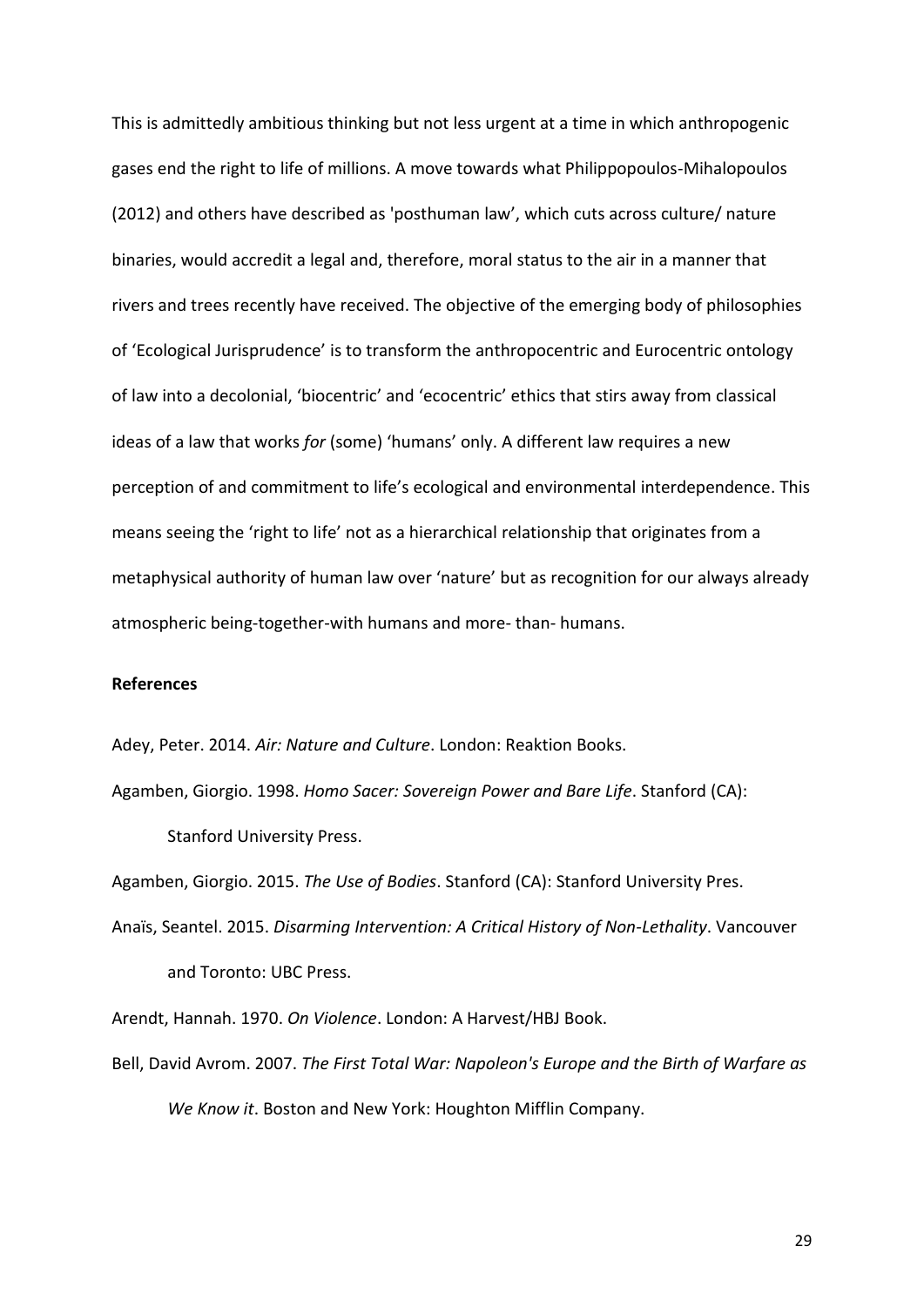This is admittedly ambitious thinking but not less urgent at a time in which anthropogenic gases end the right to life of millions. A move towards what Philippopoulos-Mihalopoulos (2012) and others have described as 'posthuman law', which cuts across culture/ nature binaries, would accredit a legal and, therefore, moral status to the air in a manner that rivers and trees recently have received. The objective of the emerging body of philosophies of 'Ecological Jurisprudence' is to transform the anthropocentric and Eurocentric ontology of law into a decolonial, 'biocentric' and 'ecocentric' ethics that stirs away from classical ideas of a law that works *for* (some) 'humans' only. A different law requires a new perception of and commitment to life's ecological and environmental interdependence. This means seeing the 'right to life' not as a hierarchical relationship that originates from a metaphysical authority of human law over 'nature' but as recognition for our always already atmospheric being-together-with humans and more- than- humans.

**References**

Adey, Peter. 2014. *Air: Nature and Culture*. London: Reaktion Books.

Agamben, Giorgio. 1998. *Homo Sacer: Sovereign Power and Bare Life*. Stanford (CA): Stanford University Press.

Agamben, Giorgio. 2015. *The Use of Bodies*. Stanford (CA): Stanford University Pres.

Anaïs, Seantel. 2015. *Disarming Intervention: A Critical History of Non-Lethality*. Vancouver and Toronto: UBC Press.

Arendt, Hannah. 1970. *On Violence*. London: A Harvest/HBJ Book.

Bell, David Avrom. 2007. *The First Total War: Napoleon's Europe and the Birth of Warfare as We Know it*. Boston and New York: Houghton Mifflin Company.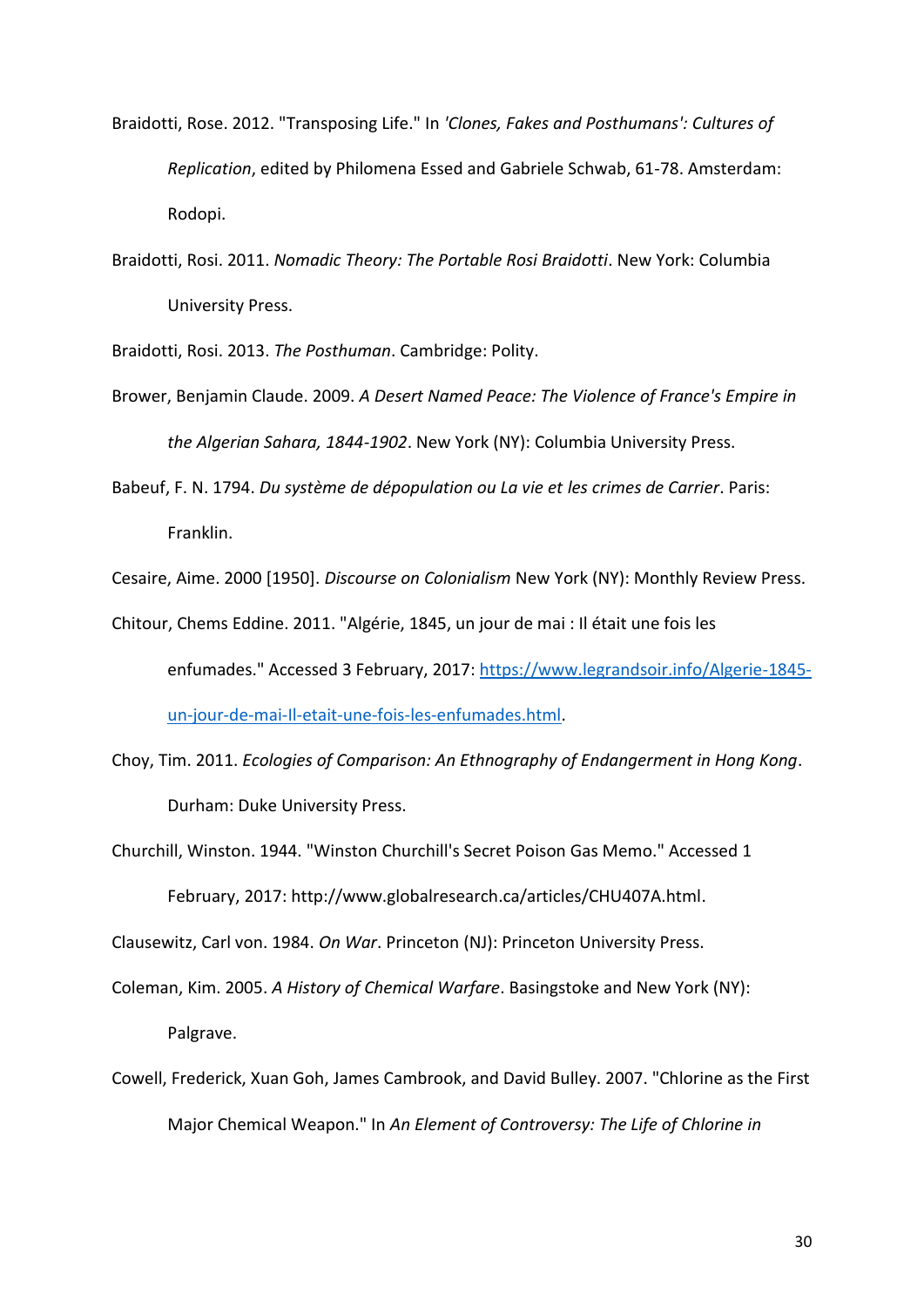Braidotti, Rose. 2012. "Transposing Life." In *'Clones, Fakes and Posthumans': Cultures of Replication*, edited by Philomena Essed and Gabriele Schwab, 61-78. Amsterdam: Rodopi.

Braidotti, Rosi. 2011. *Nomadic Theory: The Portable Rosi Braidotti*. New York: Columbia University Press.

Braidotti, Rosi. 2013. *The Posthuman*. Cambridge: Polity.

Brower, Benjamin Claude. 2009. *A Desert Named Peace: The Violence of France's Empire in the Algerian Sahara, 1844-1902*. New York (NY): Columbia University Press.

Babeuf, F. N. 1794. *Du système de dépopulation ou La vie et les crimes de Carrier*. Paris: Franklin.

Cesaire, Aime. 2000 [1950]. *Discourse on Colonialism* New York (NY): Monthly Review Press.

Chitour, Chems Eddine. 2011. "Algérie, 1845, un jour de mai : Il était une fois les enfumades." Accessed 3 February, 2017: https://www.legrandsoir.info/Algerie-1845-un-jour-de-mai-Il-etait-une-fois-les-enfumades.html.

Choy, Tim. 2011. *Ecologies of Comparison: An Ethnography of Endangerment in Hong Kong*. Durham: Duke University Press.

Churchill, Winston. 1944. "Winston Churchill's Secret Poison Gas Memo." Accessed 1 February, 2017: http://www.globalresearch.ca/articles/CHU407A.html.

Clausewitz, Carl von. 1984. *On War*. Princeton (NJ): Princeton University Press.

Coleman, Kim. 2005. *A History of Chemical Warfare*. Basingstoke and New York (NY): Palgrave.

Cowell, Frederick, Xuan Goh, James Cambrook, and David Bulley. 2007. "Chlorine as the First Major Chemical Weapon." In *An Element of Controversy: The Life of Chlorine in*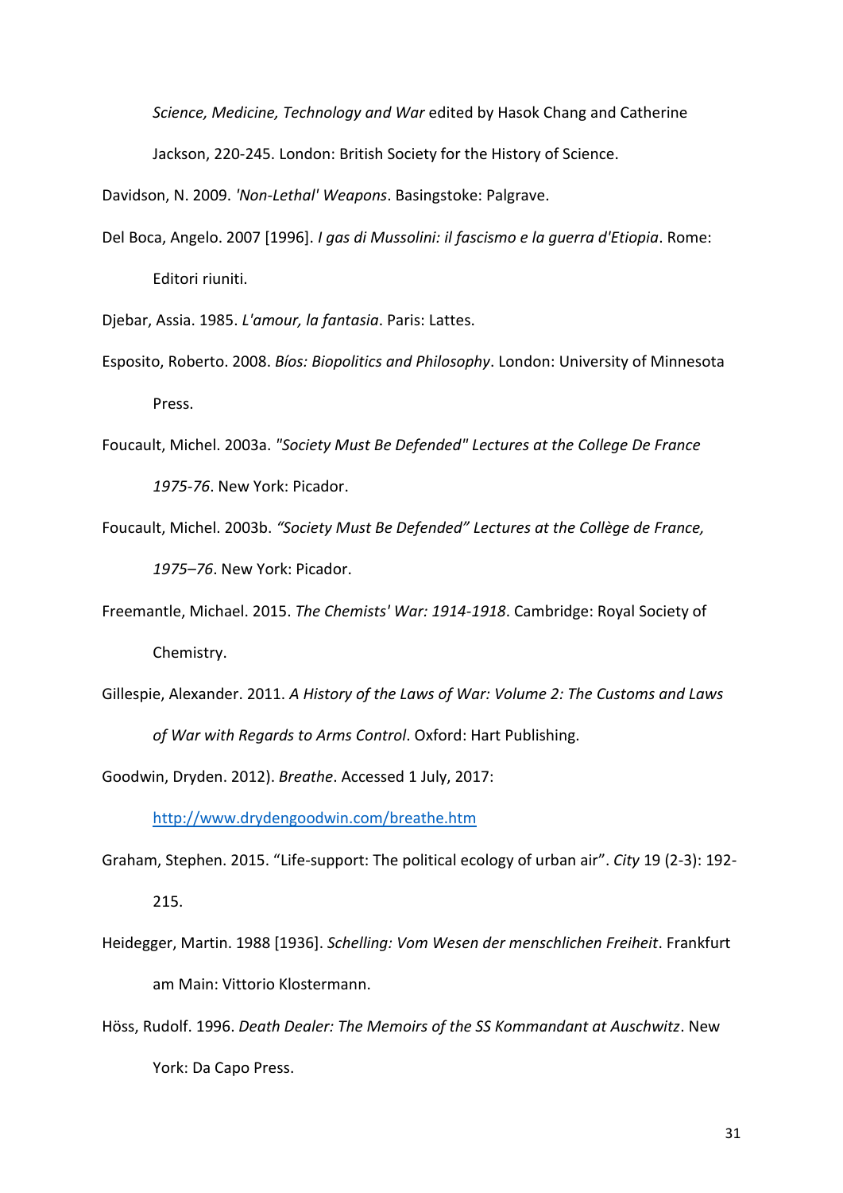*Science, Medicine, Technology and War* edited by Hasok Chang and Catherine Jackson, 220-245. London: British Society for the History of Science.

Davidson, N. 2009. *'Non-Lethal' Weapons*. Basingstoke: Palgrave.

Del Boca, Angelo. 2007 [1996]. *I gas di Mussolini: il fascismo e la guerra d'Etiopia*. Rome: Editori riuniti.

Djebar, Assia. 1985. *L'amour, la fantasia*. Paris: Lattes.

Esposito, Roberto. 2008. *Bíos: Biopolitics and Philosophy*. London: University of Minnesota Press.

Foucault, Michel. 2003a. *"Society Must Be Defended" Lectures at the College De France 1975-76*. New York: Picador.

Foucault, Michel. 2003b. *"Society Must Be Defended" Lectures at the Collège de France, 1975–76*. New York: Picador.

Freemantle, Michael. 2015. *The Chemists' War: 1914-1918*. Cambridge: Royal Society of Chemistry.

Gillespie, Alexander. 2011. *A History of the Laws of War: Volume 2: The Customs and Laws of War with Regards to Arms Control*. Oxford: Hart Publishing.

Goodwin, Dryden. 2012). *Breathe*. Accessed 1 July, 2017: http://www.drydengoodwin.com/breathe.htm

Graham, Stephen. 2015. "Life-support: The political ecology of urban air". *City* 19 (2-3): 192-215.

Heidegger, Martin. 1988 [1936]. *Schelling: Vom Wesen der menschlichen Freiheit*. Frankfurt am Main: Vittorio Klostermann.

Höss, Rudolf. 1996. *Death Dealer: The Memoirs of the SS Kommandant at Auschwitz*. New York: Da Capo Press.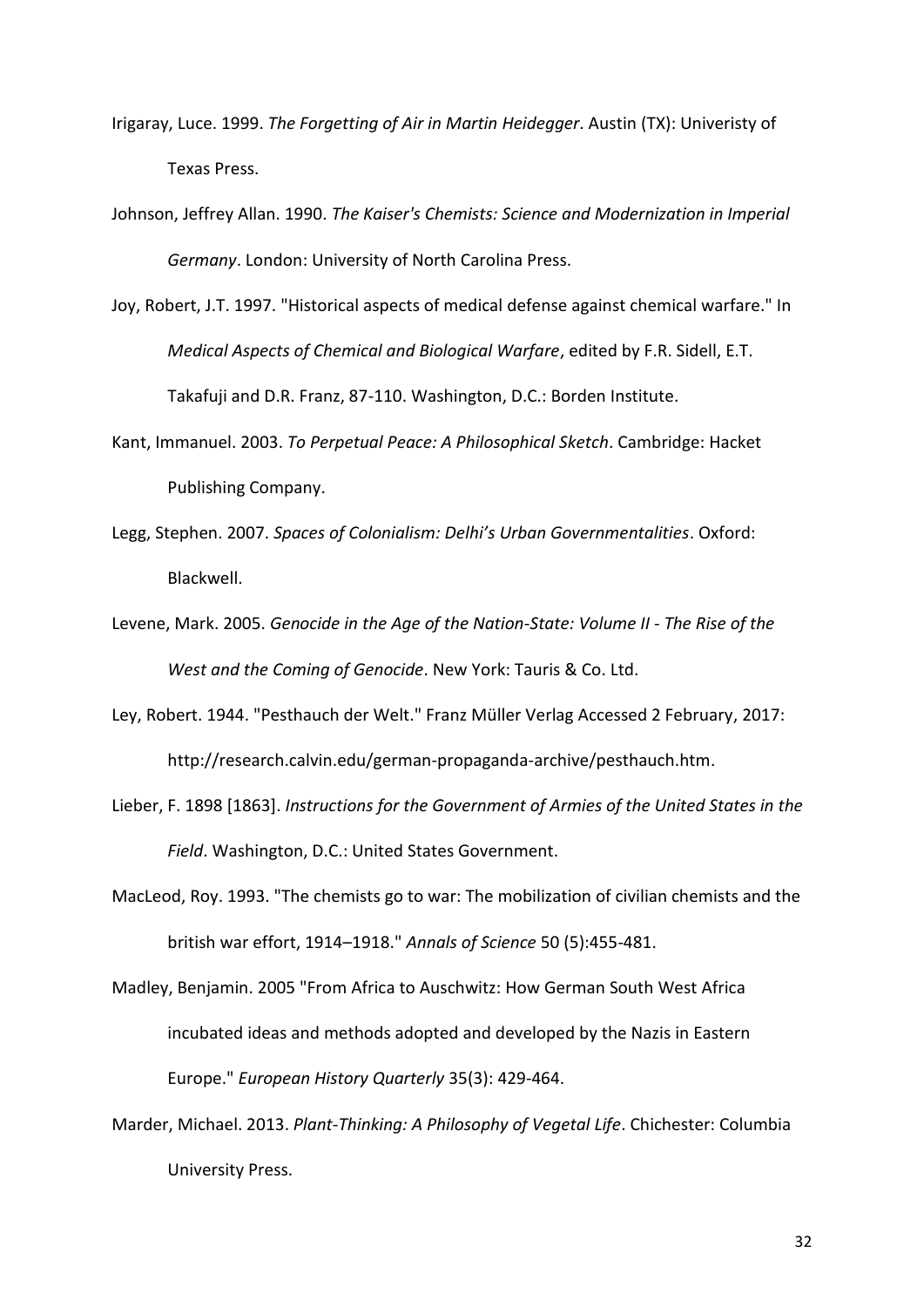Irigaray, Luce. 1999. *The Forgetting of Air in Martin Heidegger*. Austin (TX): Univeristy of Texas Press.

Johnson, Jeffrey Allan. 1990. *The Kaiser's Chemists: Science and Modernization in Imperial Germany*. London: University of North Carolina Press.

Joy, Robert, J.T. 1997. "Historical aspects of medical defense against chemical warfare." In *Medical Aspects of Chemical and Biological Warfare*, edited by F.R. Sidell, E.T. Takafuji and D.R. Franz, 87-110. Washington, D.C.: Borden Institute.

Kant, Immanuel. 2003. *To Perpetual Peace: A Philosophical Sketch*. Cambridge: Hacket Publishing Company.

Legg, Stephen. 2007. *Spaces of Colonialism: Delhi's Urban Governmentalities*. Oxford: Blackwell.

Levene, Mark. 2005. *Genocide in the Age of the Nation-State: Volume II - The Rise of the West and the Coming of Genocide*. New York: Tauris & Co. Ltd.

Ley, Robert. 1944. "Pesthauch der Welt." Franz Müller Verlag Accessed 2 February, 2017: http://research.calvin.edu/german-propaganda-archive/pesthauch.htm.

Lieber, F. 1898 [1863]. *Instructions for the Government of Armies of the United States in the Field*. Washington, D.C.: United States Government.

MacLeod, Roy. 1993. "The chemists go to war: The mobilization of civilian chemists and the british war effort, 1914–1918." *Annals of Science* 50 (5):455-481.

Madley, Benjamin. 2005 "From Africa to Auschwitz: How German South West Africa incubated ideas and methods adopted and developed by the Nazis in Eastern Europe." *European History Quarterly* 35(3): 429-464.

Marder, Michael. 2013. *Plant-Thinking: A Philosophy of Vegetal Life*. Chichester: Columbia University Press.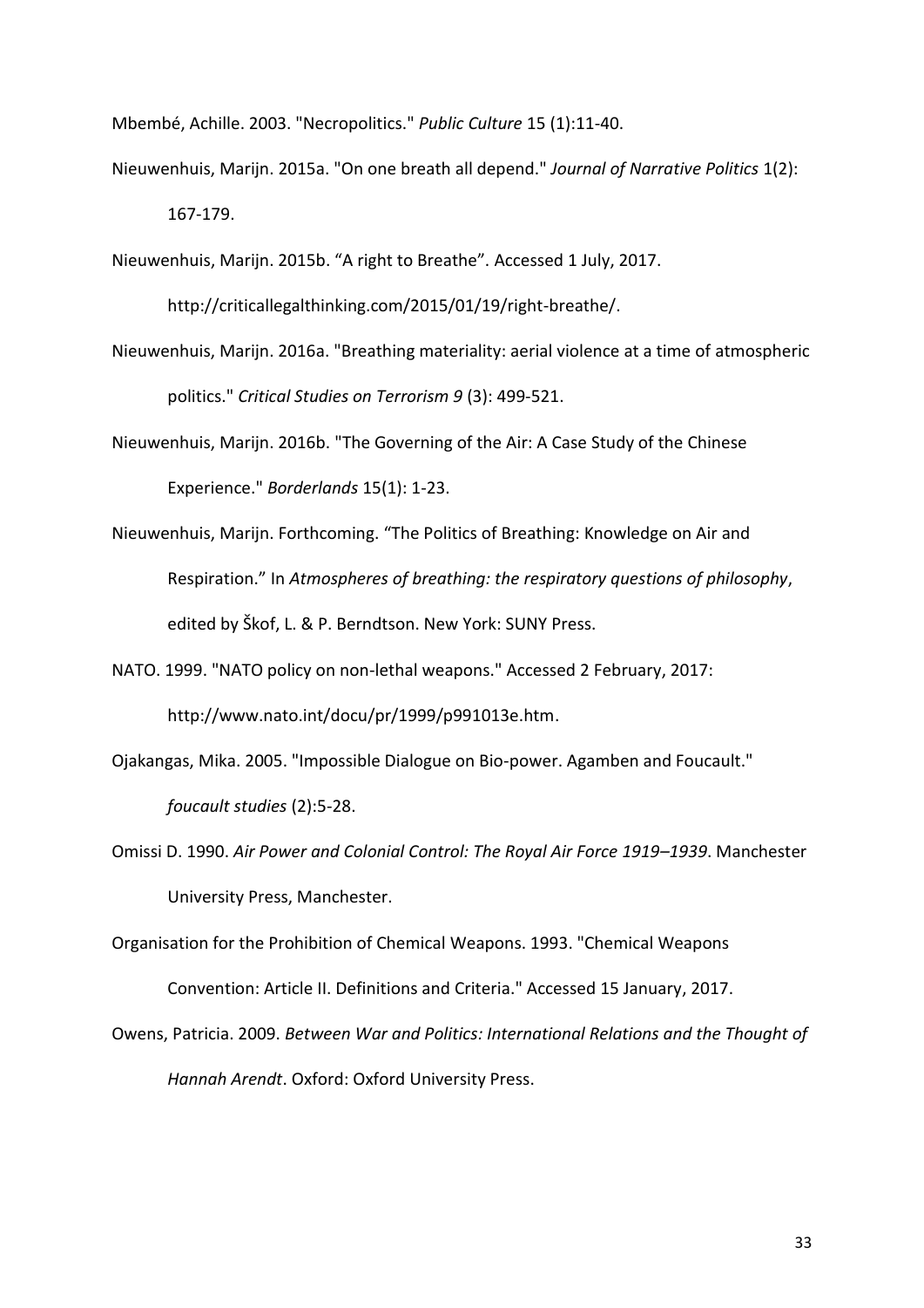Mbembé, Achille. 2003. "Necropolitics." *Public Culture* 15 (1):11-40.

Nieuwenhuis, Marijn. 2015a. "On one breath all depend." *Journal of Narrative Politics* 1(2): 167-179.

Nieuwenhuis, Marijn. 2015b. "A right to Breathe". Accessed 1 July, 2017. http://criticallegalthinking.com/2015/01/19/right-breathe/.

Nieuwenhuis, Marijn. 2016a. "Breathing materiality: aerial violence at a time of atmospheric politics." *Critical Studies on Terrorism 9* (3): 499-521.

Nieuwenhuis, Marijn. 2016b. "The Governing of the Air: A Case Study of the Chinese Experience." *Borderlands* 15(1): 1-23.

Nieuwenhuis, Marijn. Forthcoming. "The Politics of Breathing: Knowledge on Air and Respiration." In *Atmospheres of breathing: the respiratory questions of philosophy*, edited by Škof, L. & P. Berndtson. New York: SUNY Press.

NATO. 1999. "NATO policy on non-lethal weapons." Accessed 2 February, 2017: http://www.nato.int/docu/pr/1999/p991013e.htm.

Ojakangas, Mika. 2005. "Impossible Dialogue on Bio-power. Agamben and Foucault." *foucault studies* (2):5-28.

Omissi D. 1990. *Air Power and Colonial Control: The Royal Air Force 1919–1939*. Manchester University Press, Manchester.

Organisation for the Prohibition of Chemical Weapons. 1993. "Chemical Weapons Convention: Article II. Definitions and Criteria." Accessed 15 January, 2017.

Owens, Patricia. 2009. *Between War and Politics: International Relations and the Thought of Hannah Arendt*. Oxford: Oxford University Press.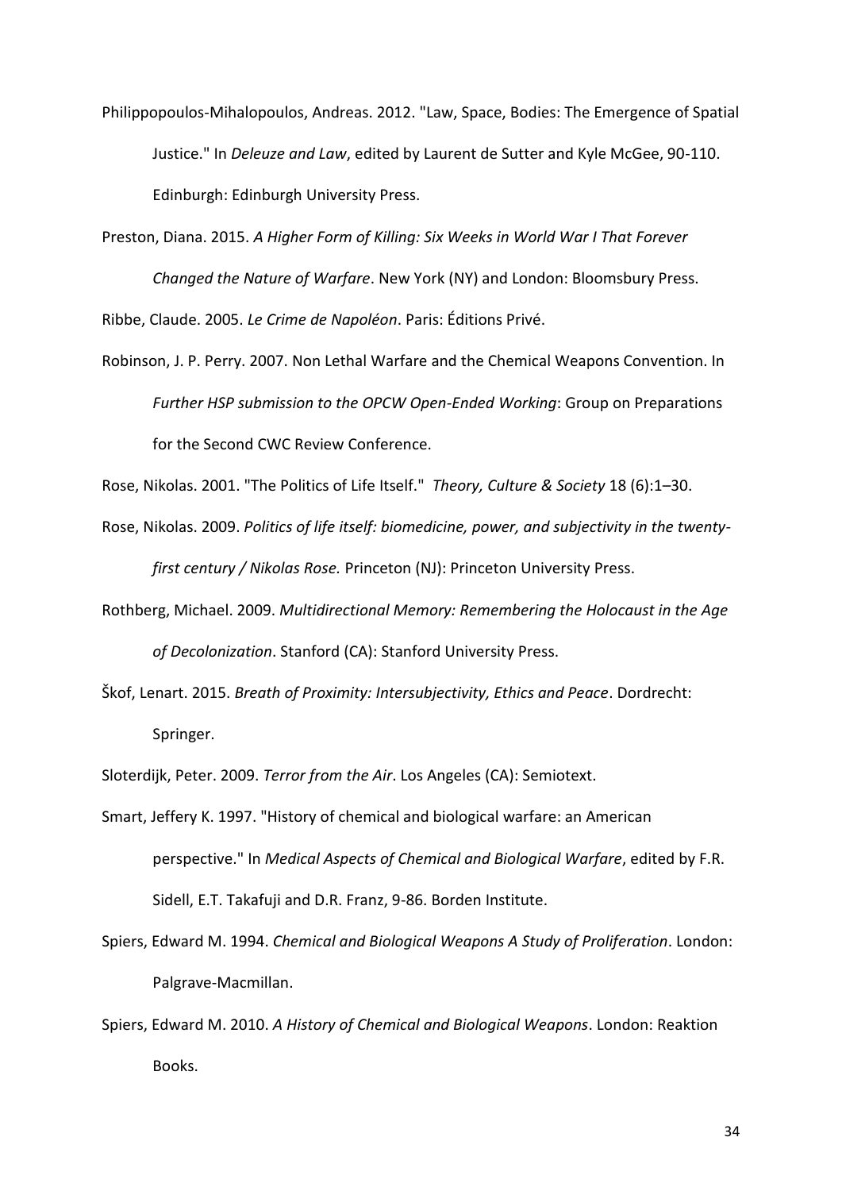Philippopoulos-Mihalopoulos, Andreas. 2012. "Law, Space, Bodies: The Emergence of Spatial Justice." In *Deleuze and Law*, edited by Laurent de Sutter and Kyle McGee, 90-110. Edinburgh: Edinburgh University Press.

Preston, Diana. 2015. *A Higher Form of Killing: Six Weeks in World War I That Forever Changed the Nature of Warfare*. New York (NY) and London: Bloomsbury Press.

Ribbe, Claude. 2005. *Le Crime de Napoléon*. Paris: Éditions Privé.

Robinson, J. P. Perry. 2007. Non Lethal Warfare and the Chemical Weapons Convention. In *Further HSP submission to the OPCW Open-Ended Working*: Group on Preparations for the Second CWC Review Conference.

Rose, Nikolas. 2001. "The Politics of Life Itself." *Theory, Culture & Society* 18 (6):1–30.

Rose, Nikolas. 2009. *Politics of life itself: biomedicine, power, and subjectivity in the twenty-first century / Nikolas Rose.* Princeton (NJ): Princeton University Press.

Rothberg, Michael. 2009. *Multidirectional Memory: Remembering the Holocaust in the Age of Decolonization*. Stanford (CA): Stanford University Press.

Škof, Lenart. 2015. *Breath of Proximity: Intersubjectivity, Ethics and Peace*. Dordrecht: Springer.

Sloterdijk, Peter. 2009. *Terror from the Air*. Los Angeles (CA): Semiotext.

Smart, Jeffery K. 1997. "History of chemical and biological warfare: an American perspective." In *Medical Aspects of Chemical and Biological Warfare*, edited by F.R. Sidell, E.T. Takafuji and D.R. Franz, 9-86. Borden Institute.

Spiers, Edward M. 1994. *Chemical and Biological Weapons A Study of Proliferation*. London: Palgrave-Macmillan.

Spiers, Edward M. 2010. *A History of Chemical and Biological Weapons*. London: Reaktion Books.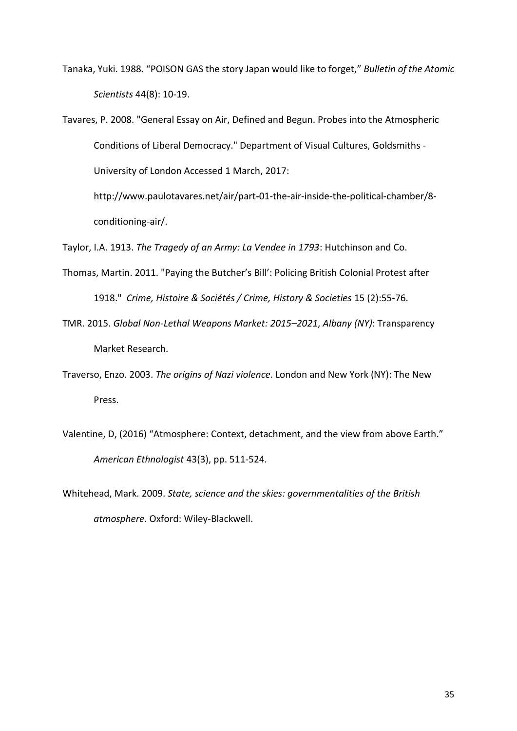Tanaka, Yuki. 1988. “POISON GAS the story Japan would like to forget,” *Bulletin of the Atomic Scientists* 44(8): 10-19.

Tavares, P. 2008. "General Essay on Air, Defined and Begun. Probes into the Atmospheric Conditions of Liberal Democracy." Department of Visual Cultures, Goldsmiths - University of London Accessed 1 March, 2017: http://www.paulotavares.net/air/part-01-the-air-inside-the-political-chamber/8-conditioning-air/.

Taylor, I.A. 1913. *The Tragedy of an Army: La Vendee in 1793*: Hutchinson and Co.

Thomas, Martin. 2011. "Paying the Butcher's Bill': Policing British Colonial Protest after 1918." *Crime, Histoire & Sociétés / Crime, History & Societies* 15 (2):55-76.

TMR. 2015. *Global Non-Lethal Weapons Market: 2015–2021*, *Albany (NY)*: Transparency Market Research.

Traverso, Enzo. 2003. *The origins of Nazi violence*. London and New York (NY): The New Press.

Valentine, D, (2016) “Atmosphere: Context, detachment, and the view from above Earth.” *American Ethnologist* 43(3), pp. 511-524.

Whitehead, Mark. 2009. *State, science and the skies: governmentalities of the British atmosphere*. Oxford: Wiley-Blackwell.